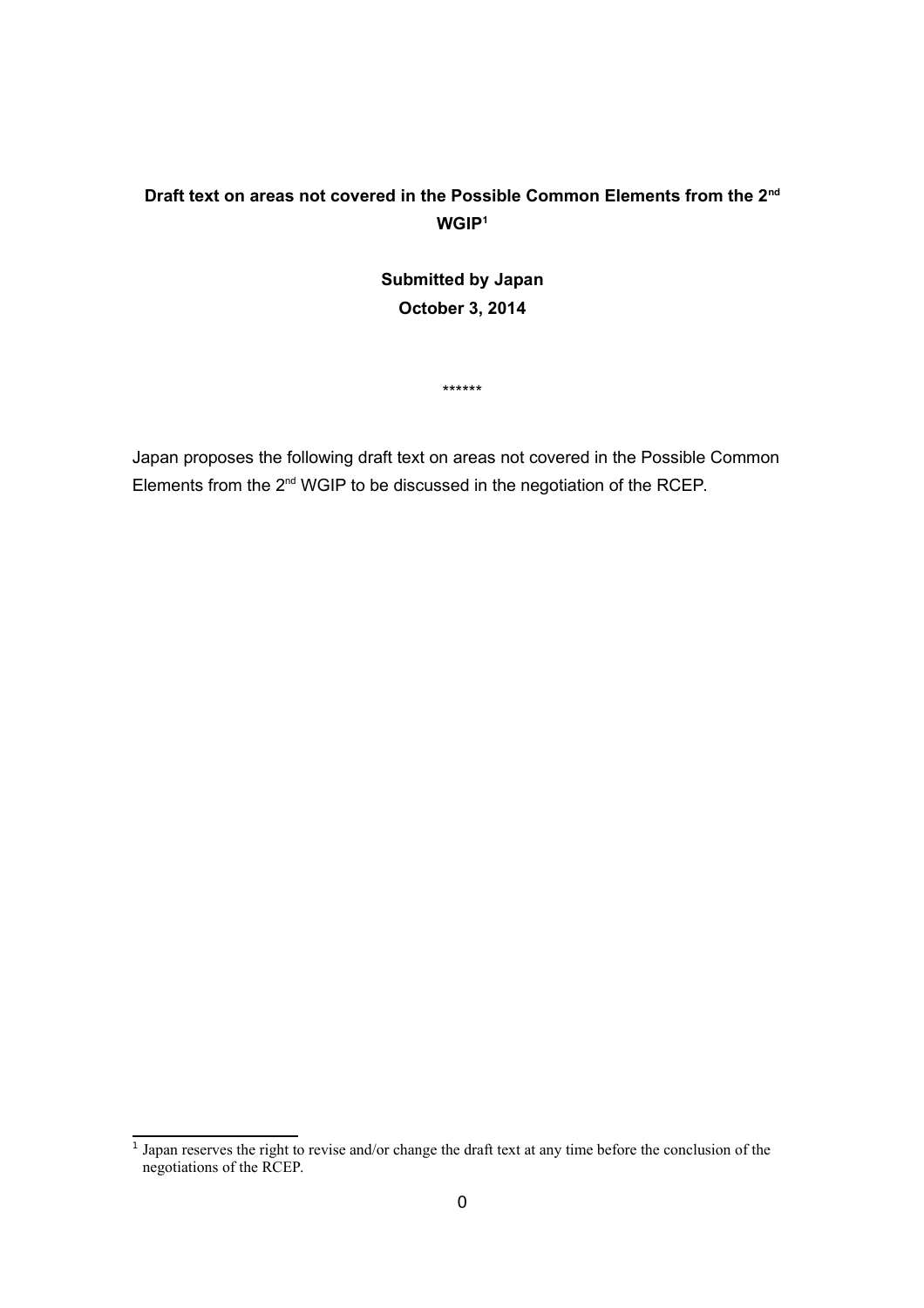**Draft text on areas not covered in the Possible Common Elements from the 2nd WGIP[1]**

**Submitted by Japan**
**October 3, 2014**

\*\*\*\*\*\*

Japan proposes the following draft text on areas not covered in the Possible Common Elements from the 2nd WGIP to be discussed in the negotiation of the RCEP.

[1] Japan reserves the right to revise and/or change the draft text at any time before the conclusion of the negotiations of the RCEP.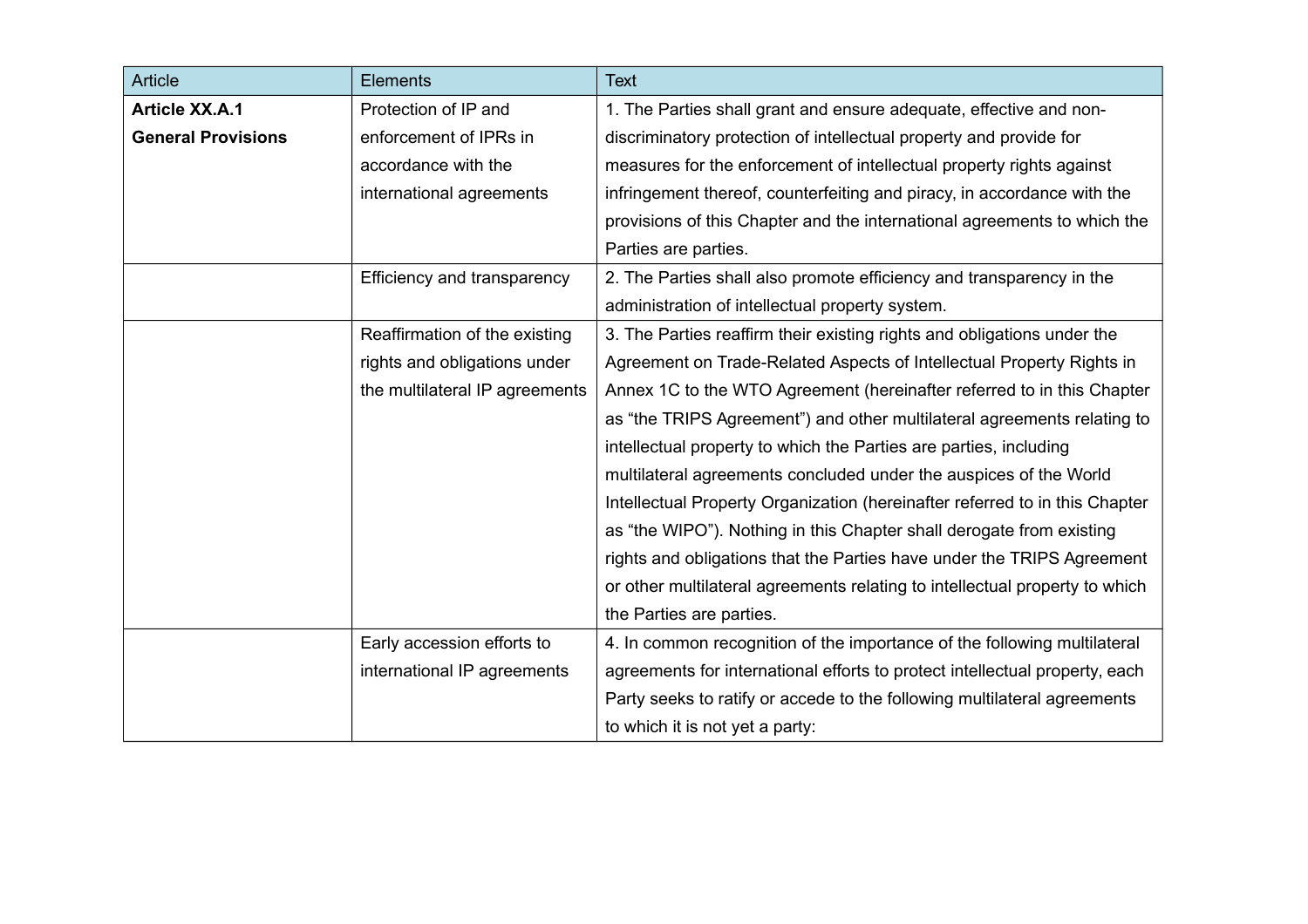| Article | Elements | Text |
|---|---|---|
| **Article XX.A.1 General Provisions** | Protection of IP and enforcement of IPRs in accordance with the international agreements | 1. The Parties shall grant and ensure adequate, effective and non-discriminatory protection of intellectual property and provide for measures for the enforcement of intellectual property rights against infringement thereof, counterfeiting and piracy, in accordance with the provisions of this Chapter and the international agreements to which the Parties are parties. |
| | Efficiency and transparency | 2. The Parties shall also promote efficiency and transparency in the administration of intellectual property system. |
| | Reaffirmation of the existing rights and obligations under the multilateral IP agreements | 3. The Parties reaffirm their existing rights and obligations under the Agreement on Trade-Related Aspects of Intellectual Property Rights in Annex 1C to the WTO Agreement (hereinafter referred to in this Chapter as “the TRIPS Agreement”) and other multilateral agreements relating to intellectual property to which the Parties are parties, including multilateral agreements concluded under the auspices of the World Intellectual Property Organization (hereinafter referred to in this Chapter as “the WIPO”). Nothing in this Chapter shall derogate from existing rights and obligations that the Parties have under the TRIPS Agreement or other multilateral agreements relating to intellectual property to which the Parties are parties. |
| | Early accession efforts to international IP agreements | 4. In common recognition of the importance of the following multilateral agreements for international efforts to protect intellectual property, each Party seeks to ratify or accede to the following multilateral agreements to which it is not yet a party: |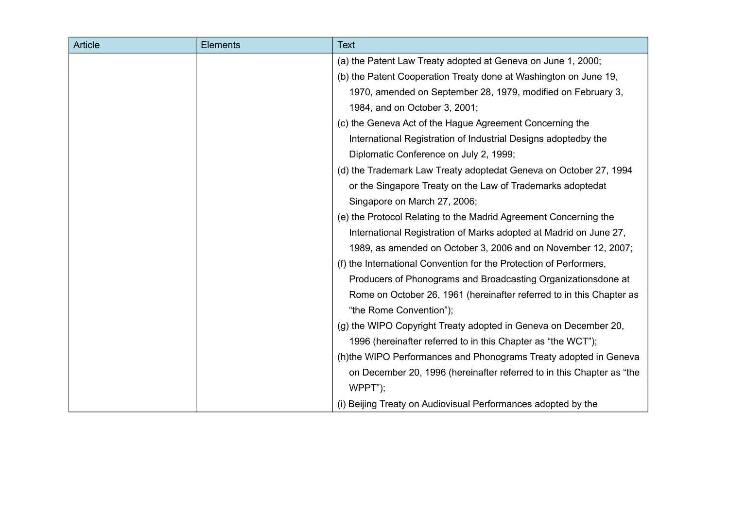| Article | Elements | Text |
| --- | --- | --- |
| | | (a) the Patent Law Treaty adopted at Geneva on June 1, 2000;<br>(b) the Patent Cooperation Treaty done at Washington on June 19, 1970, amended on September 28, 1979, modified on February 3, 1984, and on October 3, 2001;<br>(c) the Geneva Act of the Hague Agreement Concerning the International Registration of Industrial Designs adoptedby the Diplomatic Conference on July 2, 1999;<br>(d) the Trademark Law Treaty adoptedat Geneva on October 27, 1994 or the Singapore Treaty on the Law of Trademarks adoptedat Singapore on March 27, 2006;<br>(e) the Protocol Relating to the Madrid Agreement Concerning the International Registration of Marks adopted at Madrid on June 27, 1989, as amended on October 3, 2006 and on November 12, 2007;<br>(f) the International Convention for the Protection of Performers, Producers of Phonograms and Broadcasting Organizationsdone at Rome on October 26, 1961 (hereinafter referred to in this Chapter as "the Rome Convention");<br>(g) the WIPO Copyright Treaty adopted in Geneva on December 20, 1996 (hereinafter referred to in this Chapter as "the WCT");<br>(h)the WIPO Performances and Phonograms Treaty adopted in Geneva on December 20, 1996 (hereinafter referred to in this Chapter as "the WPPT");<br>(i) Beijing Treaty on Audiovisual Performances adopted by the |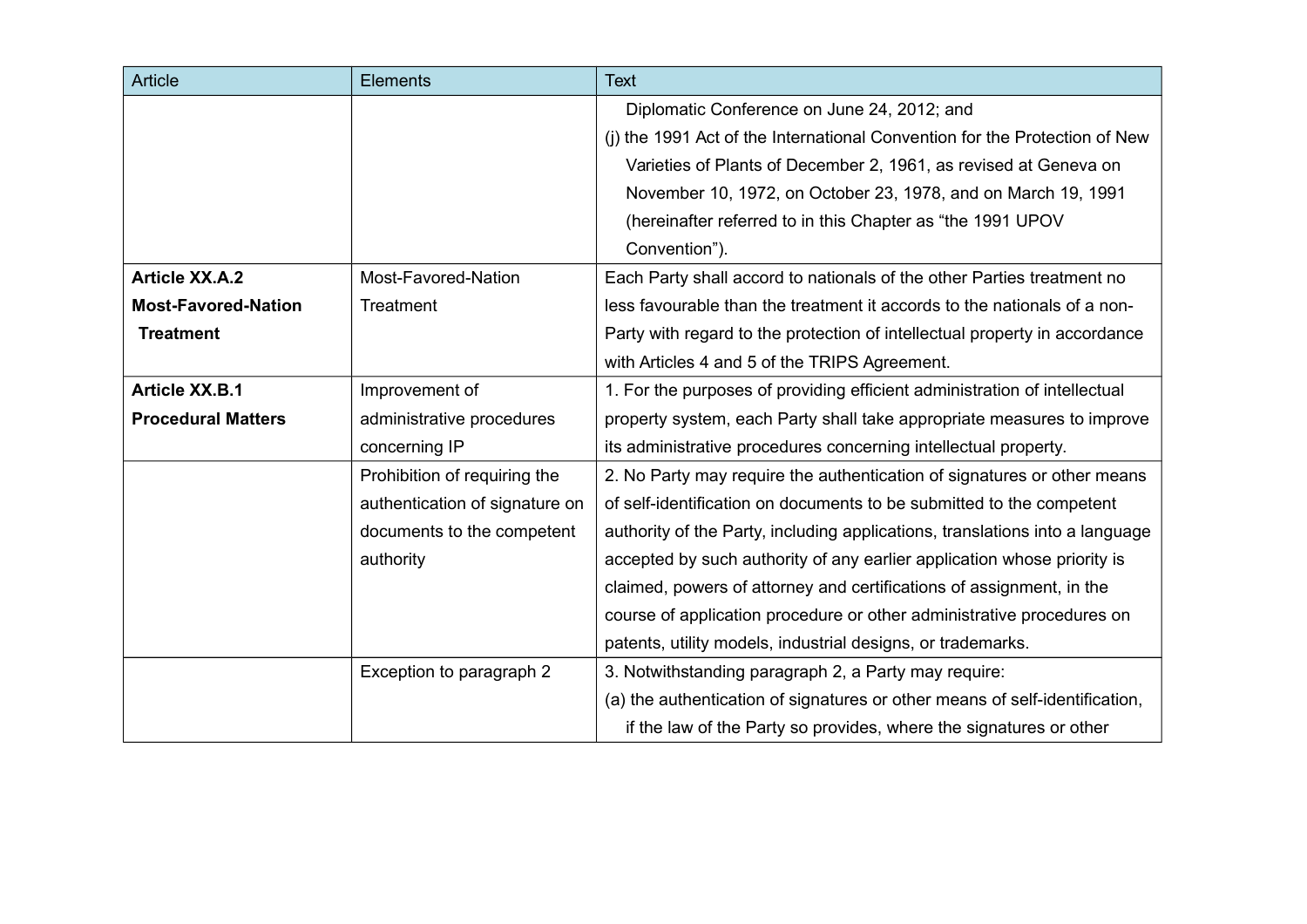| Article | Elements | Text |
|---|---|---|
| | | Diplomatic Conference on June 24, 2012; and<br>(j) the 1991 Act of the International Convention for the Protection of New Varieties of Plants of December 2, 1961, as revised at Geneva on November 10, 1972, on October 23, 1978, and on March 19, 1991 (hereinafter referred to in this Chapter as “the 1991 UPOV Convention”). |
| **Article XX.A.2 Most-Favored-Nation Treatment** | Most-Favored-Nation Treatment | Each Party shall accord to nationals of the other Parties treatment no less favourable than the treatment it accords to the nationals of a non-Party with regard to the protection of intellectual property in accordance with Articles 4 and 5 of the TRIPS Agreement. |
| **Article XX.B.1 Procedural Matters** | Improvement of administrative procedures concerning IP | 1. For the purposes of providing efficient administration of intellectual property system, each Party shall take appropriate measures to improve its administrative procedures concerning intellectual property. |
| | Prohibition of requiring the authentication of signature on documents to the competent authority | 2. No Party may require the authentication of signatures or other means of self-identification on documents to be submitted to the competent authority of the Party, including applications, translations into a language accepted by such authority of any earlier application whose priority is claimed, powers of attorney and certifications of assignment, in the course of application procedure or other administrative procedures on patents, utility models, industrial designs, or trademarks. |
| | Exception to paragraph 2 | 3. Notwithstanding paragraph 2, a Party may require:<br>(a) the authentication of signatures or other means of self-identification, if the law of the Party so provides, where the signatures or other |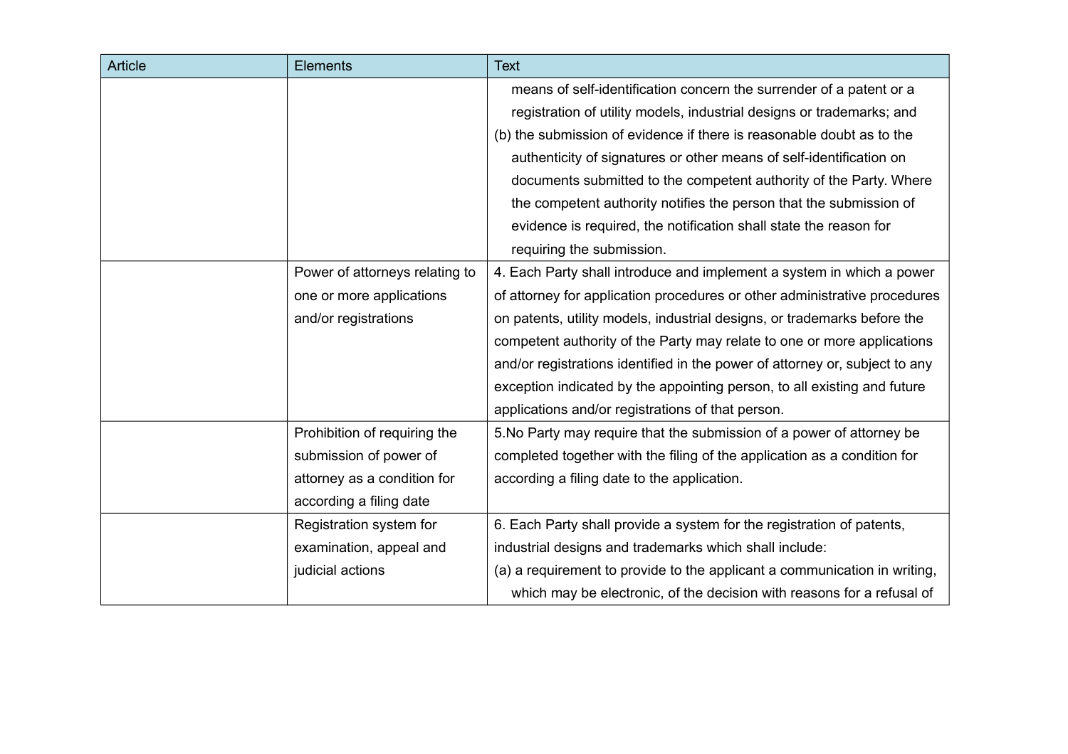| Article | Elements | Text |
| --- | --- | --- |
| | | means of self-identification concern the surrender of a patent or a registration of utility models, industrial designs or trademarks; and<br>(b) the submission of evidence if there is reasonable doubt as to the authenticity of signatures or other means of self-identification on documents submitted to the competent authority of the Party. Where the competent authority notifies the person that the submission of evidence is required, the notification shall state the reason for requiring the submission. |
| | Power of attorneys relating to one or more applications and/or registrations | 4. Each Party shall introduce and implement a system in which a power of attorney for application procedures or other administrative procedures on patents, utility models, industrial designs, or trademarks before the competent authority of the Party may relate to one or more applications and/or registrations identified in the power of attorney or, subject to any exception indicated by the appointing person, to all existing and future applications and/or registrations of that person. |
| | Prohibition of requiring the submission of power of attorney as a condition for according a filing date | 5.No Party may require that the submission of a power of attorney be completed together with the filing of the application as a condition for according a filing date to the application. |
| | Registration system for examination, appeal and judicial actions | 6. Each Party shall provide a system for the registration of patents, industrial designs and trademarks which shall include:<br>(a) a requirement to provide to the applicant a communication in writing, which may be electronic, of the decision with reasons for a refusal of |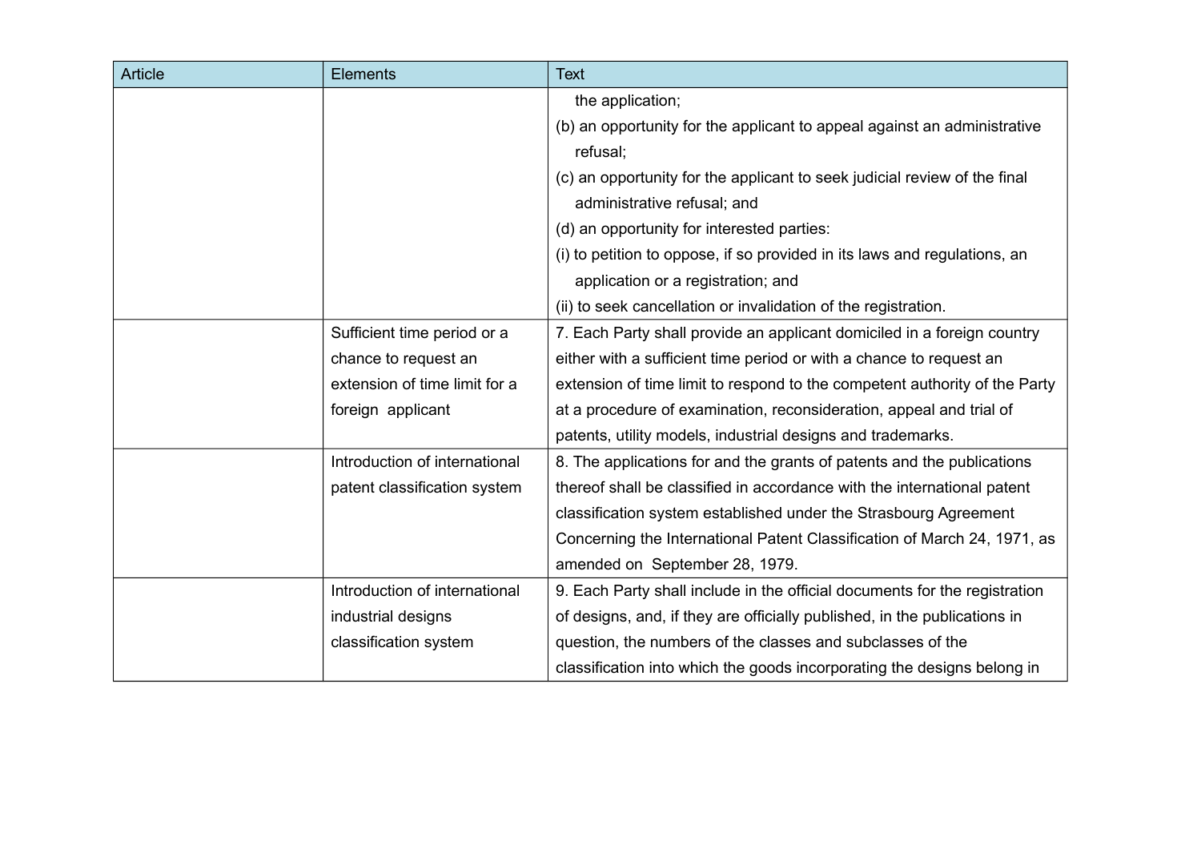| Article | Elements | Text |
|---|---|---|
| | | the application;<br>(b) an opportunity for the applicant to appeal against an administrative refusal;<br>(c) an opportunity for the applicant to seek judicial review of the final administrative refusal; and<br>(d) an opportunity for interested parties:<br>(i) to petition to oppose, if so provided in its laws and regulations, an application or a registration; and<br>(ii) to seek cancellation or invalidation of the registration. |
| | Sufficient time period or a chance to request an extension of time limit for a foreign applicant | 7. Each Party shall provide an applicant domiciled in a foreign country either with a sufficient time period or with a chance to request an extension of time limit to respond to the competent authority of the Party at a procedure of examination, reconsideration, appeal and trial of patents, utility models, industrial designs and trademarks. |
| | Introduction of international patent classification system | 8. The applications for and the grants of patents and the publications thereof shall be classified in accordance with the international patent classification system established under the Strasbourg Agreement Concerning the International Patent Classification of March 24, 1971, as amended on September 28, 1979. |
| | Introduction of international industrial designs classification system | 9. Each Party shall include in the official documents for the registration of designs, and, if they are officially published, in the publications in question, the numbers of the classes and subclasses of the classification into which the goods incorporating the designs belong in |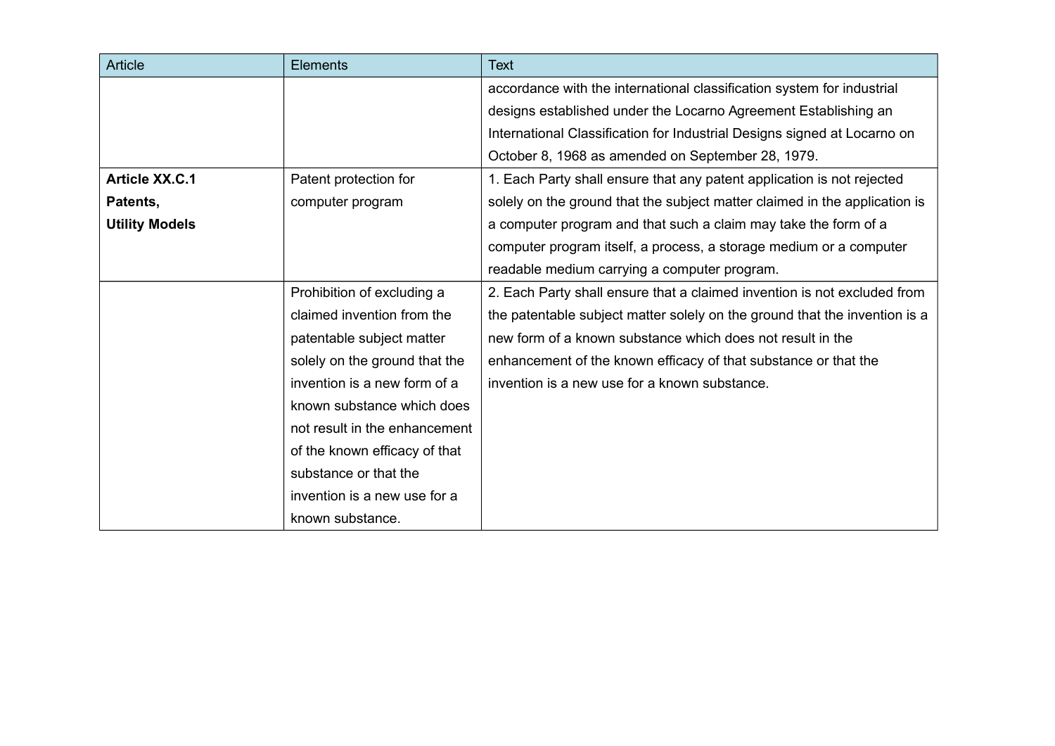| Article | Elements | Text |
| --- | --- | --- |
| | | accordance with the international classification system for industrial designs established under the Locarno Agreement Establishing an International Classification for Industrial Designs signed at Locarno on October 8, 1968 as amended on September 28, 1979. |
| **Article XX.C.1 Patents, Utility Models** | Patent protection for computer program | 1. Each Party shall ensure that any patent application is not rejected solely on the ground that the subject matter claimed in the application is a computer program and that such a claim may take the form of a computer program itself, a process, a storage medium or a computer readable medium carrying a computer program. |
| | Prohibition of excluding a claimed invention from the patentable subject matter solely on the ground that the invention is a new form of a known substance which does not result in the enhancement of the known efficacy of that substance or that the invention is a new use for a known substance. | 2. Each Party shall ensure that a claimed invention is not excluded from the patentable subject matter solely on the ground that the invention is a new form of a known substance which does not result in the enhancement of the known efficacy of that substance or that the invention is a new use for a known substance. |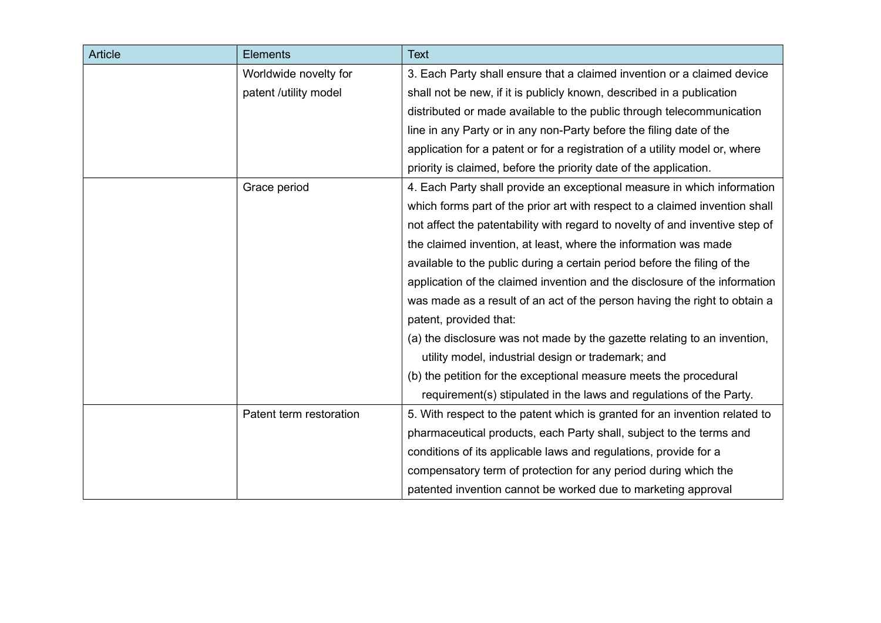| Article | Elements | Text |
|---|---|---|
| | Worldwide novelty for patent /utility model | 3. Each Party shall ensure that a claimed invention or a claimed device shall not be new, if it is publicly known, described in a publication distributed or made available to the public through telecommunication line in any Party or in any non-Party before the filing date of the application for a patent or for a registration of a utility model or, where priority is claimed, before the priority date of the application. |
| | Grace period | 4. Each Party shall provide an exceptional measure in which information which forms part of the prior art with respect to a claimed invention shall not affect the patentability with regard to novelty of and inventive step of the claimed invention, at least, where the information was made available to the public during a certain period before the filing of the application of the claimed invention and the disclosure of the information was made as a result of an act of the person having the right to obtain a patent, provided that:<br>(a) the disclosure was not made by the gazette relating to an invention, utility model, industrial design or trademark; and<br>(b) the petition for the exceptional measure meets the procedural requirement(s) stipulated in the laws and regulations of the Party. |
| | Patent term restoration | 5. With respect to the patent which is granted for an invention related to pharmaceutical products, each Party shall, subject to the terms and conditions of its applicable laws and regulations, provide for a compensatory term of protection for any period during which the patented invention cannot be worked due to marketing approval |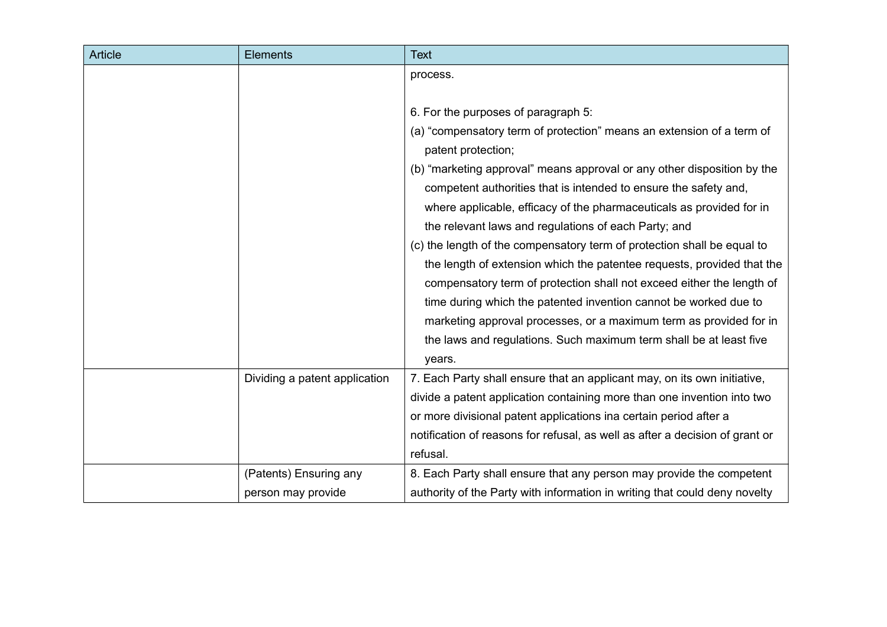| Article | Elements | Text |
|---|---|---|
| | | process.<br><br>6. For the purposes of paragraph 5:<br>(a) "compensatory term of protection" means an extension of a term of patent protection;<br>(b) "marketing approval" means approval or any other disposition by the competent authorities that is intended to ensure the safety and, where applicable, efficacy of the pharmaceuticals as provided for in the relevant laws and regulations of each Party; and<br>(c) the length of the compensatory term of protection shall be equal to the length of extension which the patentee requests, provided that the compensatory term of protection shall not exceed either the length of time during which the patented invention cannot be worked due to marketing approval processes, or a maximum term as provided for in the laws and regulations. Such maximum term shall be at least five years. |
| | Dividing a patent application | 7. Each Party shall ensure that an applicant may, on its own initiative, divide a patent application containing more than one invention into two or more divisional patent applications ina certain period after a notification of reasons for refusal, as well as after a decision of grant or refusal. |
| | (Patents) Ensuring any person may provide | 8. Each Party shall ensure that any person may provide the competent authority of the Party with information in writing that could deny novelty |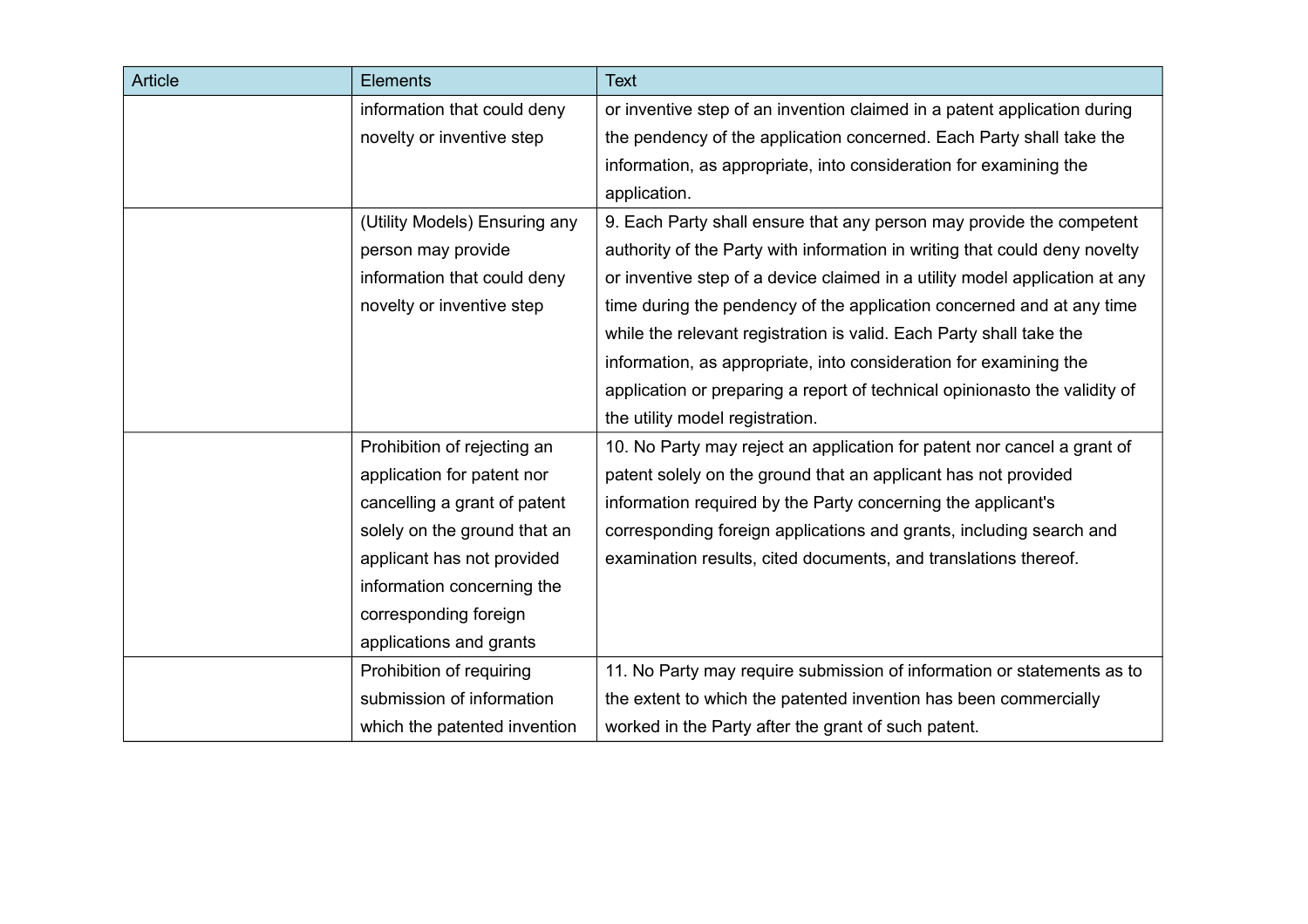| Article | Elements | Text |
|---|---|---|
| | information that could deny novelty or inventive step | or inventive step of an invention claimed in a patent application during the pendency of the application concerned. Each Party shall take the information, as appropriate, into consideration for examining the application. |
| | (Utility Models) Ensuring any person may provide information that could deny novelty or inventive step | 9. Each Party shall ensure that any person may provide the competent authority of the Party with information in writing that could deny novelty or inventive step of a device claimed in a utility model application at any time during the pendency of the application concerned and at any time while the relevant registration is valid. Each Party shall take the information, as appropriate, into consideration for examining the application or preparing a report of technical opinionasto the validity of the utility model registration. |
| | Prohibition of rejecting an application for patent nor cancelling a grant of patent solely on the ground that an applicant has not provided information concerning the corresponding foreign applications and grants | 10. No Party may reject an application for patent nor cancel a grant of patent solely on the ground that an applicant has not provided information required by the Party concerning the applicant's corresponding foreign applications and grants, including search and examination results, cited documents, and translations thereof. |
| | Prohibition of requiring submission of information which the patented invention | 11. No Party may require submission of information or statements as to the extent to which the patented invention has been commercially worked in the Party after the grant of such patent. |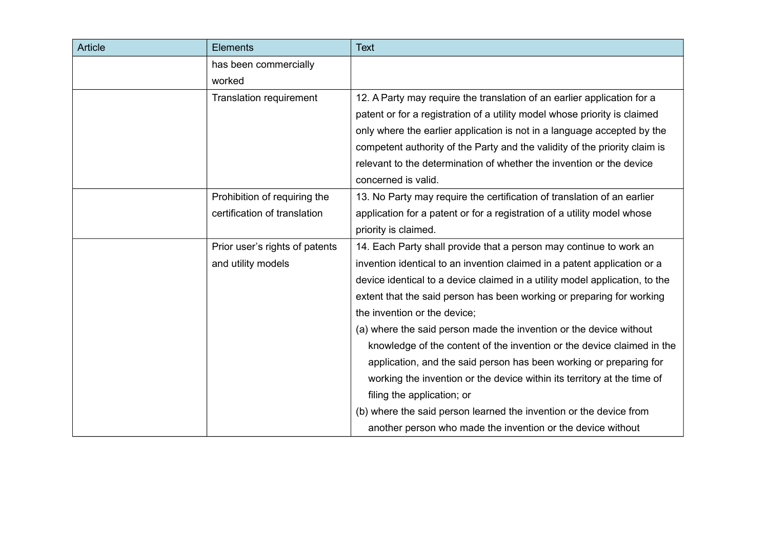| Article | Elements | Text |
| --- | --- | --- |
| | has been commercially worked | |
| | Translation requirement | 12. A Party may require the translation of an earlier application for a patent or for a registration of a utility model whose priority is claimed only where the earlier application is not in a language accepted by the competent authority of the Party and the validity of the priority claim is relevant to the determination of whether the invention or the device concerned is valid. |
| | Prohibition of requiring the certification of translation | 13. No Party may require the certification of translation of an earlier application for a patent or for a registration of a utility model whose priority is claimed. |
| | Prior user's rights of patents and utility models | 14. Each Party shall provide that a person may continue to work an invention identical to an invention claimed in a patent application or a device identical to a device claimed in a utility model application, to the extent that the said person has been working or preparing for working the invention or the device;<br>(a) where the said person made the invention or the device without knowledge of the content of the invention or the device claimed in the application, and the said person has been working or preparing for working the invention or the device within its territory at the time of filing the application; or<br>(b) where the said person learned the invention or the device from another person who made the invention or the device without |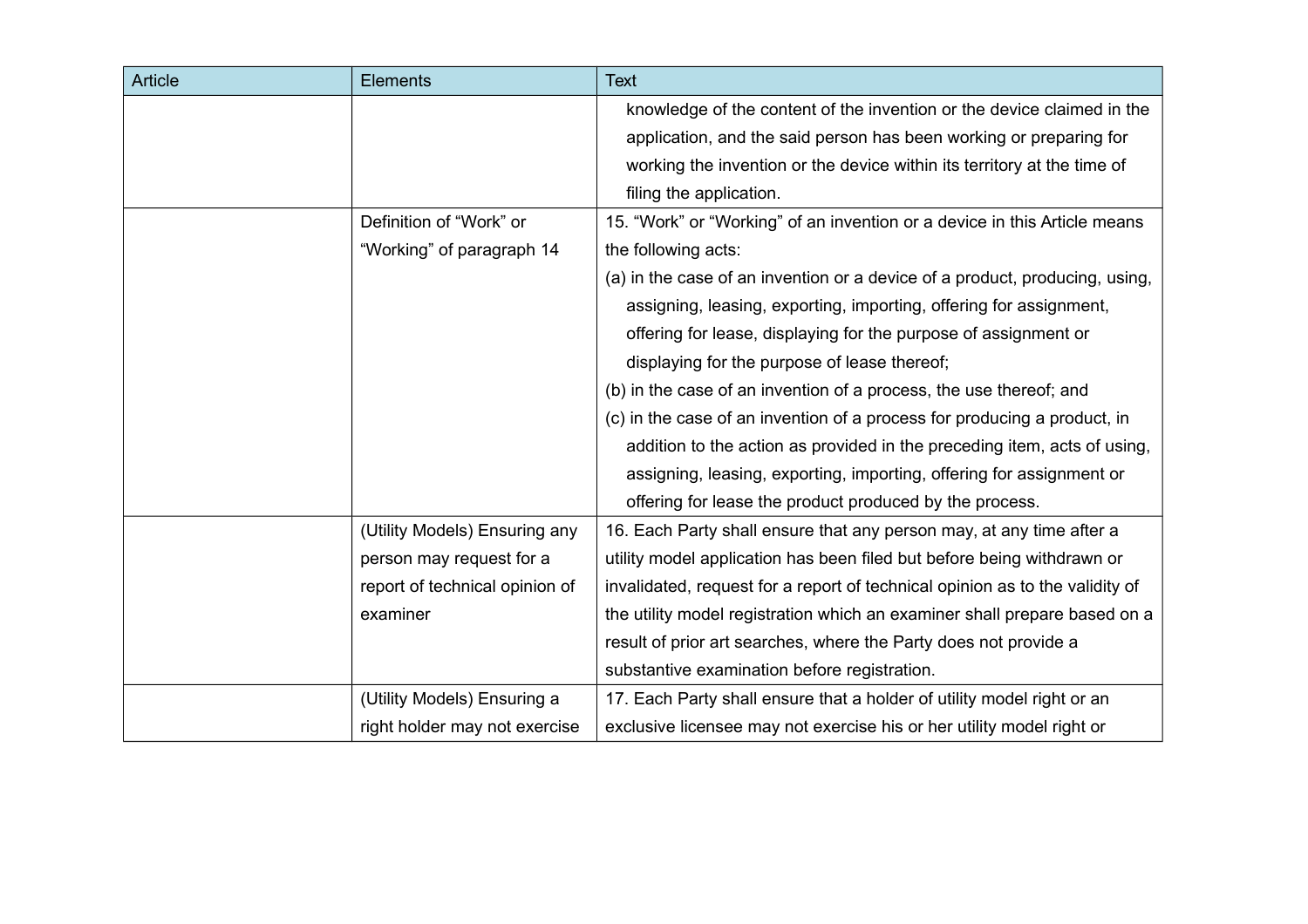| Article | Elements | Text |
| --- | --- | --- |
| | | knowledge of the content of the invention or the device claimed in the application, and the said person has been working or preparing for working the invention or the device within its territory at the time of filing the application. |
| | Definition of “Work” or “Working” of paragraph 14 | 15. “Work” or “Working” of an invention or a device in this Article means the following acts:<br>(a) in the case of an invention or a device of a product, producing, using, assigning, leasing, exporting, importing, offering for assignment, offering for lease, displaying for the purpose of assignment or displaying for the purpose of lease thereof;<br>(b) in the case of an invention of a process, the use thereof; and<br>(c) in the case of an invention of a process for producing a product, in addition to the action as provided in the preceding item, acts of using, assigning, leasing, exporting, importing, offering for assignment or offering for lease the product produced by the process. |
| | (Utility Models) Ensuring any person may request for a report of technical opinion of examiner | 16. Each Party shall ensure that any person may, at any time after a utility model application has been filed but before being withdrawn or invalidated, request for a report of technical opinion as to the validity of the utility model registration which an examiner shall prepare based on a result of prior art searches, where the Party does not provide a substantive examination before registration. |
| | (Utility Models) Ensuring a right holder may not exercise | 17. Each Party shall ensure that a holder of utility model right or an exclusive licensee may not exercise his or her utility model right or |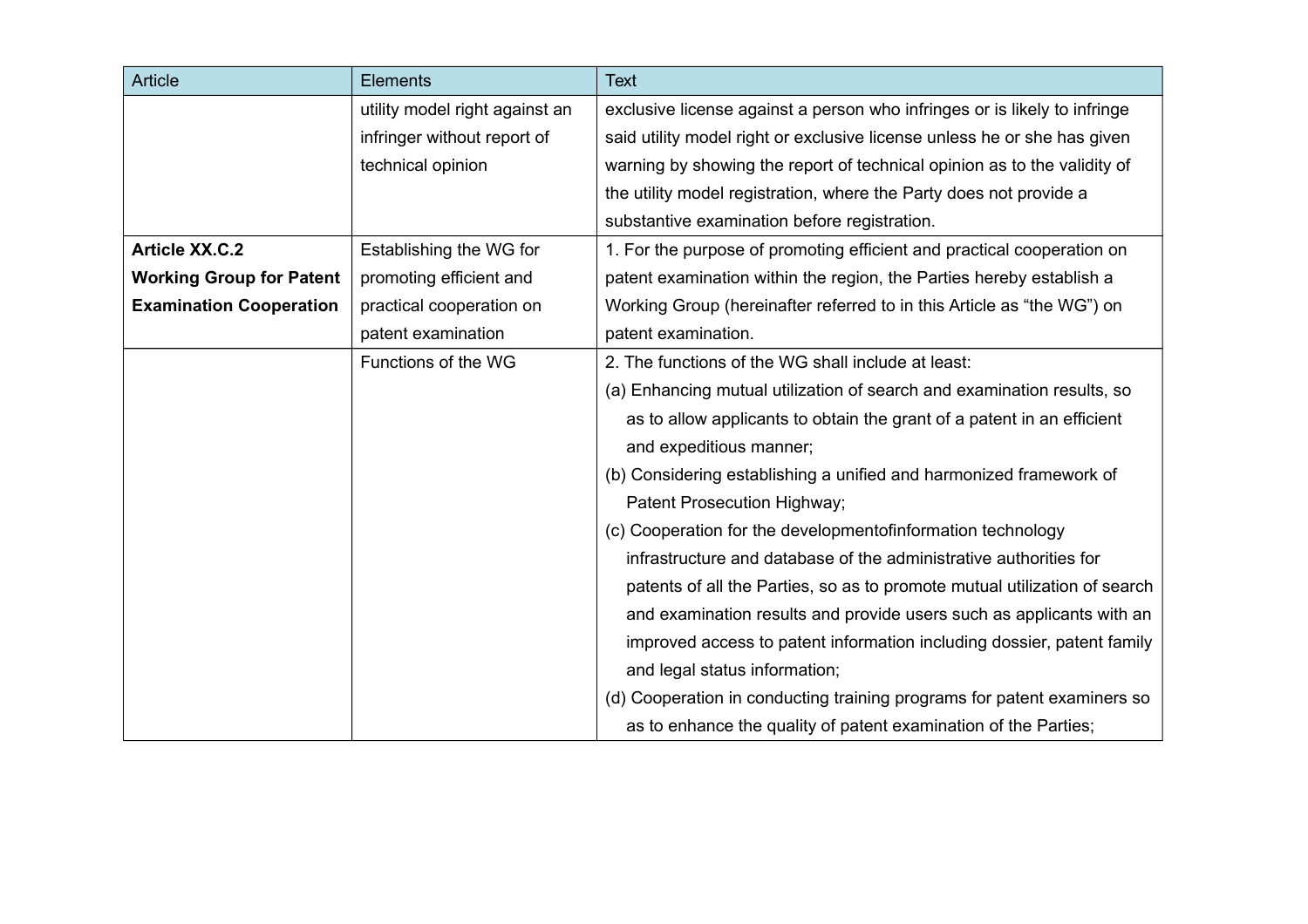| Article | Elements | Text |
|---|---|---|
| | utility model right against an infringer without report of technical opinion | exclusive license against a person who infringes or is likely to infringe said utility model right or exclusive license unless he or she has given warning by showing the report of technical opinion as to the validity of the utility model registration, where the Party does not provide a substantive examination before registration. |
| **Article XX.C.2 Working Group for Patent Examination Cooperation** | Establishing the WG for promoting efficient and practical cooperation on patent examination | 1. For the purpose of promoting efficient and practical cooperation on patent examination within the region, the Parties hereby establish a Working Group (hereinafter referred to in this Article as "the WG") on patent examination. |
| | Functions of the WG | 2. The functions of the WG shall include at least:<br>(a) Enhancing mutual utilization of search and examination results, so as to allow applicants to obtain the grant of a patent in an efficient and expeditious manner;<br>(b) Considering establishing a unified and harmonized framework of Patent Prosecution Highway;<br>(c) Cooperation for the developmentofinformation technology infrastructure and database of the administrative authorities for patents of all the Parties, so as to promote mutual utilization of search and examination results and provide users such as applicants with an improved access to patent information including dossier, patent family and legal status information;<br>(d) Cooperation in conducting training programs for patent examiners so as to enhance the quality of patent examination of the Parties; |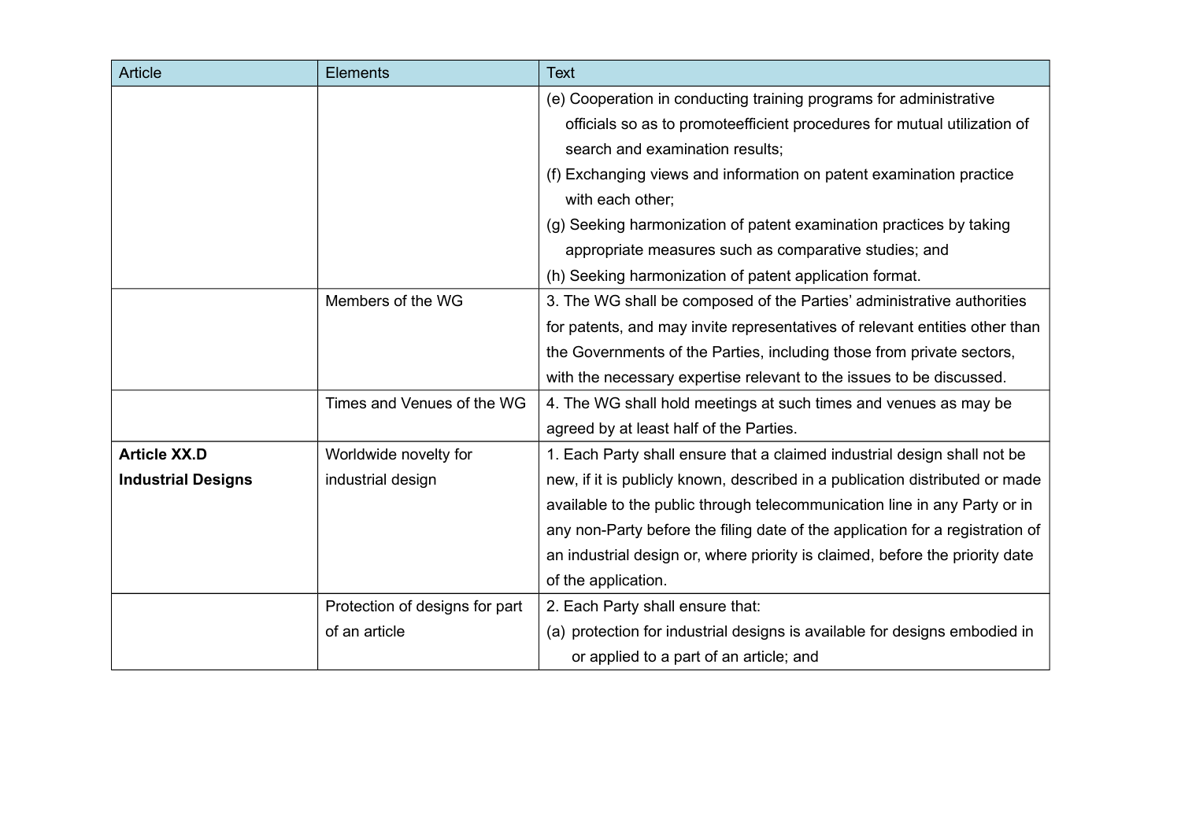| Article | Elements | Text |
|---|---|---|
| | | (e) Cooperation in conducting training programs for administrative officials so as to promoteefficient procedures for mutual utilization of search and examination results;<br>(f) Exchanging views and information on patent examination practice with each other;<br>(g) Seeking harmonization of patent examination practices by taking appropriate measures such as comparative studies; and<br>(h) Seeking harmonization of patent application format. |
| | Members of the WG | 3. The WG shall be composed of the Parties' administrative authorities for patents, and may invite representatives of relevant entities other than the Governments of the Parties, including those from private sectors, with the necessary expertise relevant to the issues to be discussed. |
| | Times and Venues of the WG | 4. The WG shall hold meetings at such times and venues as may be agreed by at least half of the Parties. |
| **Article XX.D**<br>**Industrial Designs** | Worldwide novelty for industrial design | 1. Each Party shall ensure that a claimed industrial design shall not be new, if it is publicly known, described in a publication distributed or made available to the public through telecommunication line in any Party or in any non-Party before the filing date of the application for a registration of an industrial design or, where priority is claimed, before the priority date of the application. |
| | Protection of designs for part of an article | 2. Each Party shall ensure that:<br>(a) protection for industrial designs is available for designs embodied in or applied to a part of an article; and |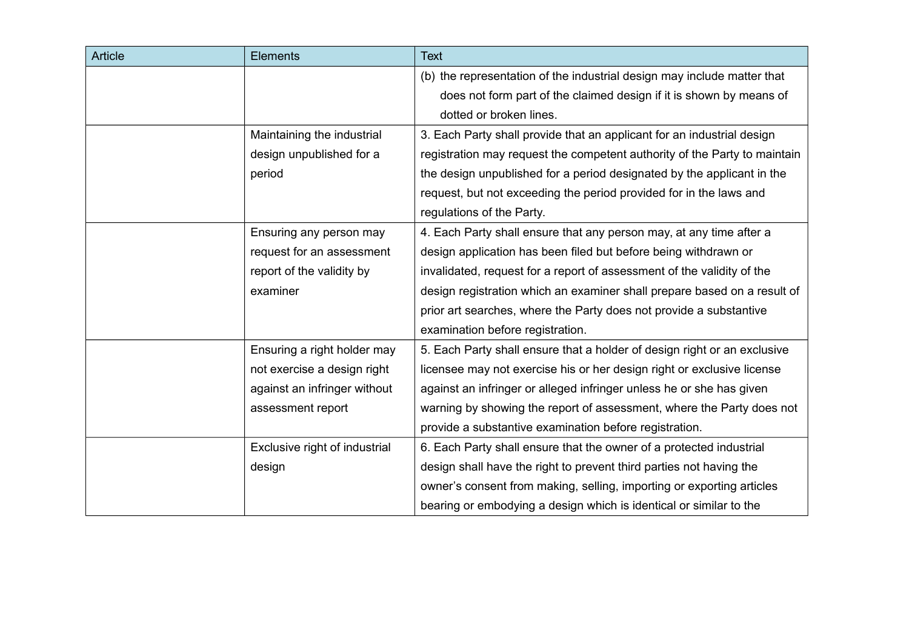| Article | Elements | Text |
|---|---|---|
| | | (b) the representation of the industrial design may include matter that does not form part of the claimed design if it is shown by means of dotted or broken lines. |
| | Maintaining the industrial design unpublished for a period | 3. Each Party shall provide that an applicant for an industrial design registration may request the competent authority of the Party to maintain the design unpublished for a period designated by the applicant in the request, but not exceeding the period provided for in the laws and regulations of the Party. |
| | Ensuring any person may request for an assessment report of the validity by examiner | 4. Each Party shall ensure that any person may, at any time after a design application has been filed but before being withdrawn or invalidated, request for a report of assessment of the validity of the design registration which an examiner shall prepare based on a result of prior art searches, where the Party does not provide a substantive examination before registration. |
| | Ensuring a right holder may not exercise a design right against an infringer without assessment report | 5. Each Party shall ensure that a holder of design right or an exclusive licensee may not exercise his or her design right or exclusive license against an infringer or alleged infringer unless he or she has given warning by showing the report of assessment, where the Party does not provide a substantive examination before registration. |
| | Exclusive right of industrial design | 6. Each Party shall ensure that the owner of a protected industrial design shall have the right to prevent third parties not having the owner’s consent from making, selling, importing or exporting articles bearing or embodying a design which is identical or similar to the |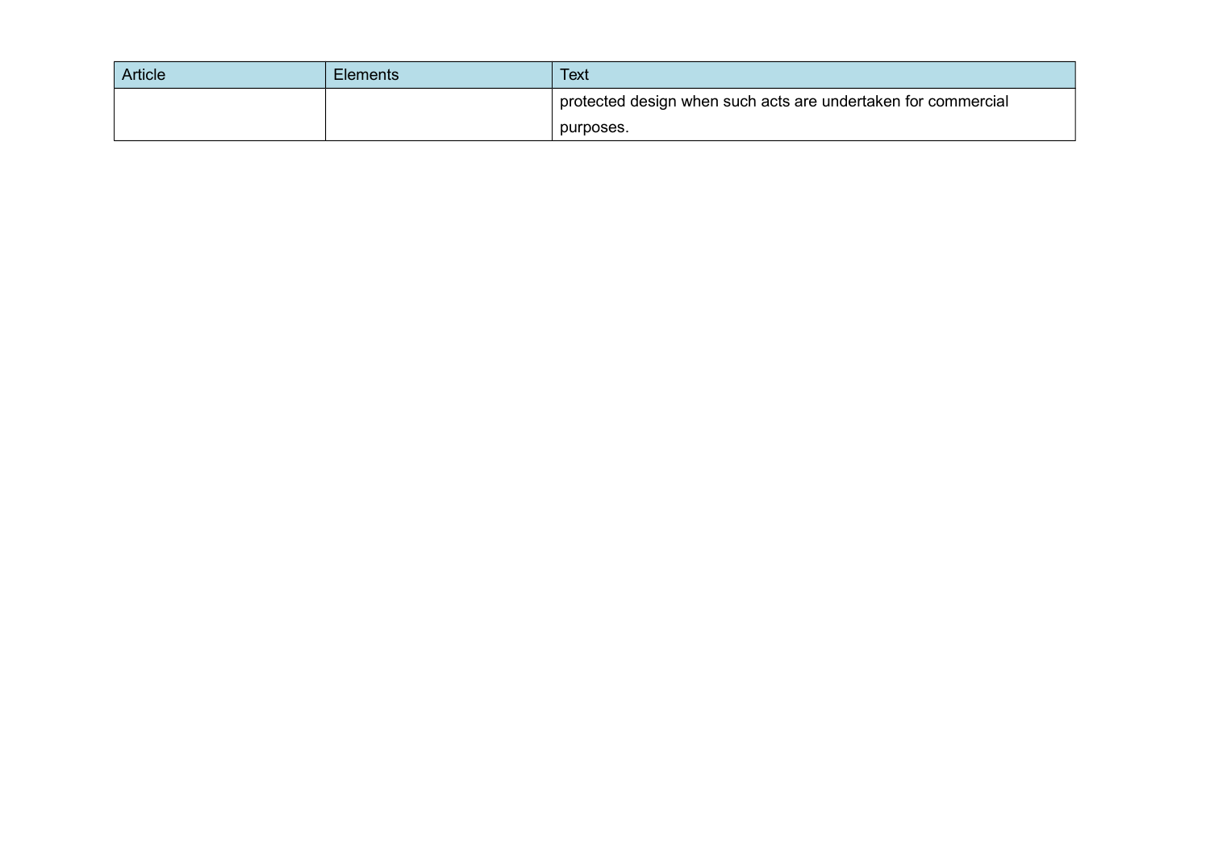| Article | Elements | Text |
| --- | --- | --- |
| | | protected design when such acts are undertaken for commercial purposes. |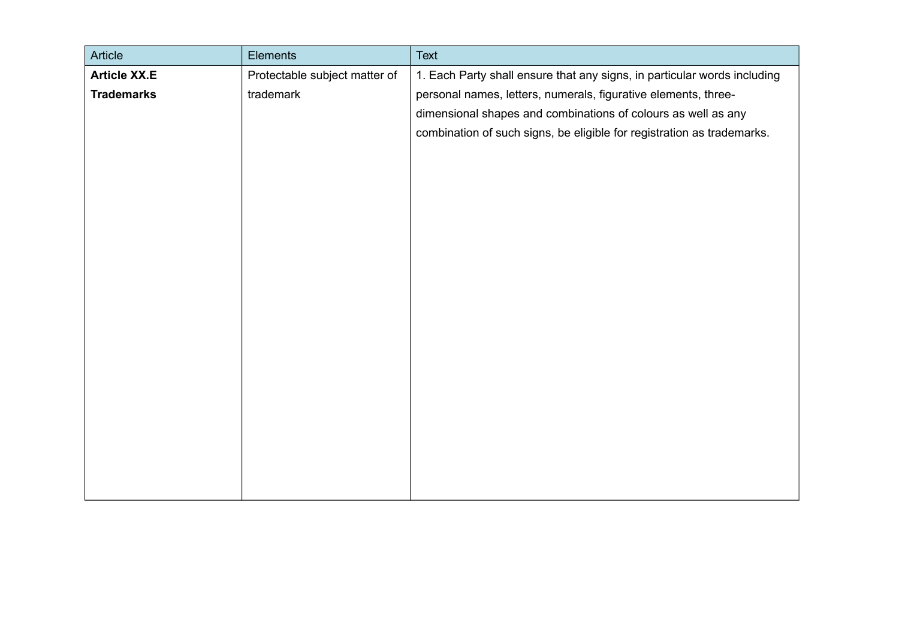| Article | Elements | Text |
| --- | --- | --- |
| **Article XX.E Trademarks** | Protectable subject matter of trademark | 1. Each Party shall ensure that any signs, in particular words including personal names, letters, numerals, figurative elements, three-dimensional shapes and combinations of colours as well as any combination of such signs, be eligible for registration as trademarks. |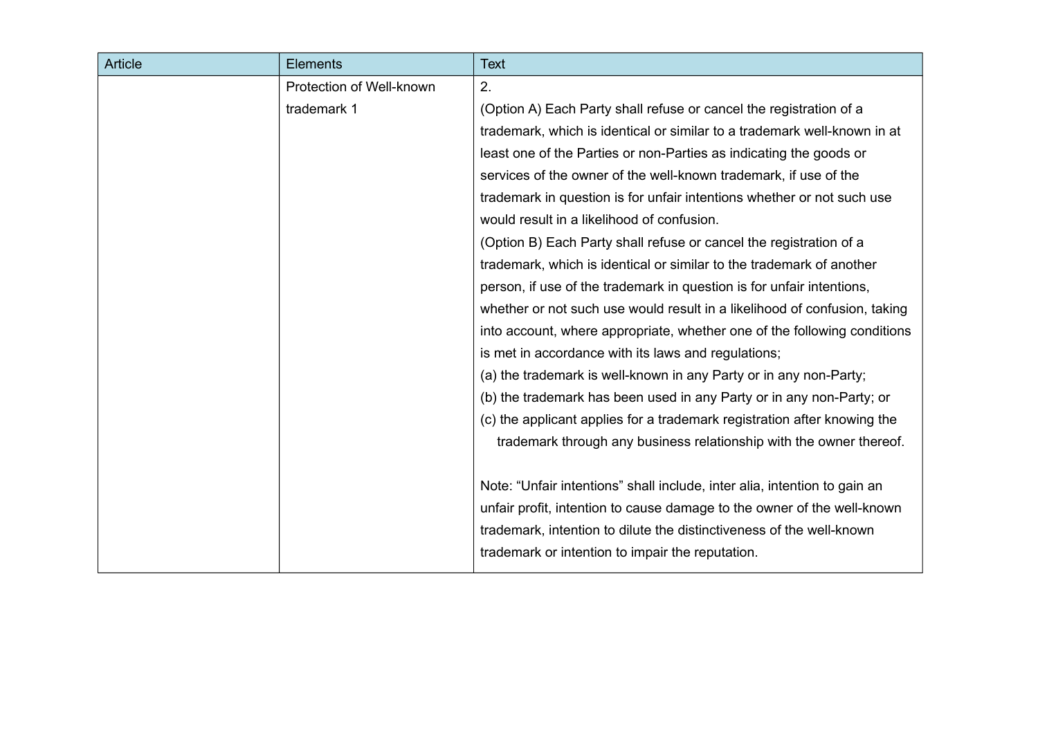| Article | Elements | Text |
|---|---|---|
| | Protection of Well-known trademark 1 | 2.<br>(Option A) Each Party shall refuse or cancel the registration of a trademark, which is identical or similar to a trademark well-known in at least one of the Parties or non-Parties as indicating the goods or services of the owner of the well-known trademark, if use of the trademark in question is for unfair intentions whether or not such use would result in a likelihood of confusion.<br>(Option B) Each Party shall refuse or cancel the registration of a trademark, which is identical or similar to the trademark of another person, if use of the trademark in question is for unfair intentions, whether or not such use would result in a likelihood of confusion, taking into account, where appropriate, whether one of the following conditions is met in accordance with its laws and regulations;<br>(a) the trademark is well-known in any Party or in any non-Party;<br>(b) the trademark has been used in any Party or in any non-Party; or<br>(c) the applicant applies for a trademark registration after knowing the trademark through any business relationship with the owner thereof.<br><br>Note: "Unfair intentions" shall include, inter alia, intention to gain an unfair profit, intention to cause damage to the owner of the well-known trademark, intention to dilute the distinctiveness of the well-known trademark or intention to impair the reputation. |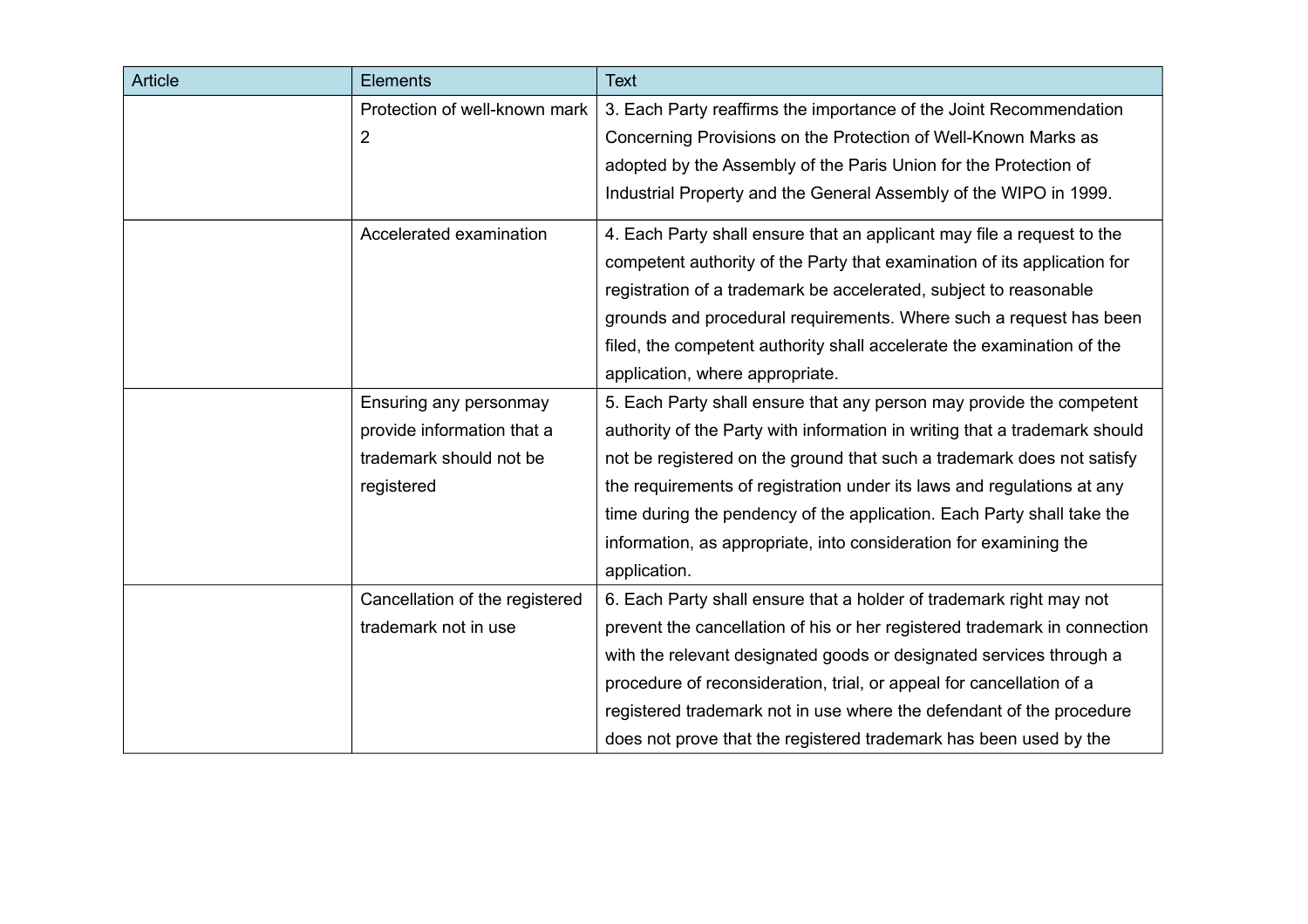| Article | Elements | Text |
|---|---|---|
| | Protection of well-known mark 2 | 3. Each Party reaffirms the importance of the Joint Recommendation Concerning Provisions on the Protection of Well-Known Marks as adopted by the Assembly of the Paris Union for the Protection of Industrial Property and the General Assembly of the WIPO in 1999. |
| | Accelerated examination | 4. Each Party shall ensure that an applicant may file a request to the competent authority of the Party that examination of its application for registration of a trademark be accelerated, subject to reasonable grounds and procedural requirements. Where such a request has been filed, the competent authority shall accelerate the examination of the application, where appropriate. |
| | Ensuring any personmay provide information that a trademark should not be registered | 5. Each Party shall ensure that any person may provide the competent authority of the Party with information in writing that a trademark should not be registered on the ground that such a trademark does not satisfy the requirements of registration under its laws and regulations at any time during the pendency of the application. Each Party shall take the information, as appropriate, into consideration for examining the application. |
| | Cancellation of the registered trademark not in use | 6. Each Party shall ensure that a holder of trademark right may not prevent the cancellation of his or her registered trademark in connection with the relevant designated goods or designated services through a procedure of reconsideration, trial, or appeal for cancellation of a registered trademark not in use where the defendant of the procedure does not prove that the registered trademark has been used by the |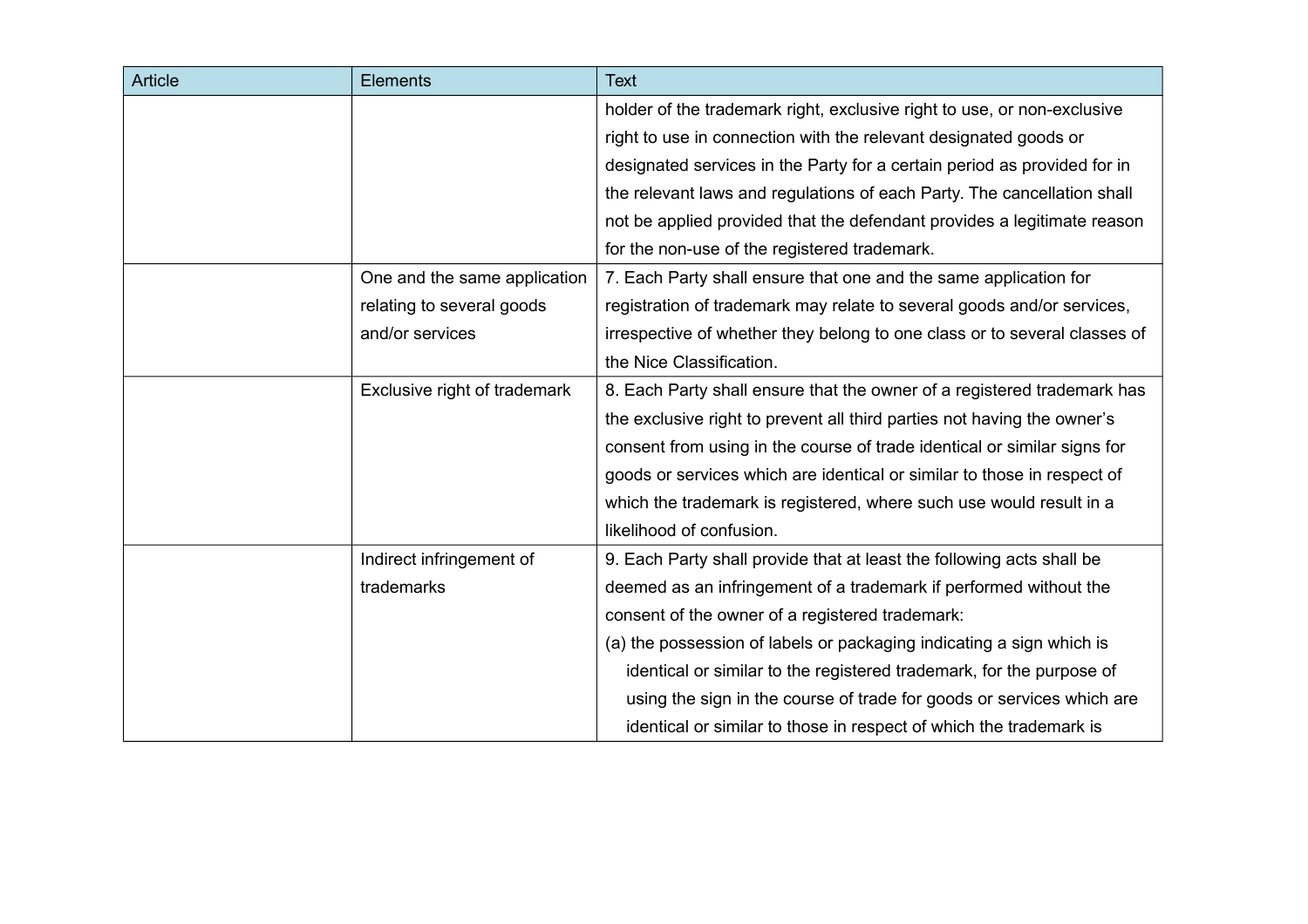| Article | Elements | Text |
|---|---|---|
| | | holder of the trademark right, exclusive right to use, or non-exclusive right to use in connection with the relevant designated goods or designated services in the Party for a certain period as provided for in the relevant laws and regulations of each Party. The cancellation shall not be applied provided that the defendant provides a legitimate reason for the non-use of the registered trademark. |
| | One and the same application relating to several goods and/or services | 7. Each Party shall ensure that one and the same application for registration of trademark may relate to several goods and/or services, irrespective of whether they belong to one class or to several classes of the Nice Classification. |
| | Exclusive right of trademark | 8. Each Party shall ensure that the owner of a registered trademark has the exclusive right to prevent all third parties not having the owner's consent from using in the course of trade identical or similar signs for goods or services which are identical or similar to those in respect of which the trademark is registered, where such use would result in a likelihood of confusion. |
| | Indirect infringement of trademarks | 9. Each Party shall provide that at least the following acts shall be deemed as an infringement of a trademark if performed without the consent of the owner of a registered trademark:<br>(a) the possession of labels or packaging indicating a sign which is identical or similar to the registered trademark, for the purpose of using the sign in the course of trade for goods or services which are identical or similar to those in respect of which the trademark is |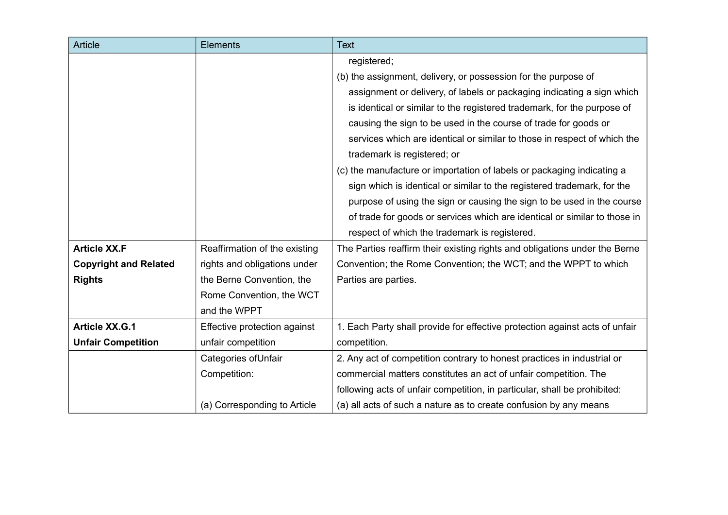| Article | Elements | Text |
|---|---|---|
| | | registered;<br>(b) the assignment, delivery, or possession for the purpose of assignment or delivery, of labels or packaging indicating a sign which is identical or similar to the registered trademark, for the purpose of causing the sign to be used in the course of trade for goods or services which are identical or similar to those in respect of which the trademark is registered; or<br>(c) the manufacture or importation of labels or packaging indicating a sign which is identical or similar to the registered trademark, for the purpose of using the sign or causing the sign to be used in the course of trade for goods or services which are identical or similar to those in respect of which the trademark is registered. |
| **Article XX.F Copyright and Related Rights** | Reaffirmation of the existing rights and obligations under the Berne Convention, the Rome Convention, the WCT and the WPPT | The Parties reaffirm their existing rights and obligations under the Berne Convention; the Rome Convention; the WCT; and the WPPT to which Parties are parties. |
| **Article XX.G.1 Unfair Competition** | Effective protection against unfair competition | 1. Each Party shall provide for effective protection against acts of unfair competition. |
| | Categories ofUnfair Competition:<br><br>(a) Corresponding to Article | 2. Any act of competition contrary to honest practices in industrial or commercial matters constitutes an act of unfair competition. The following acts of unfair competition, in particular, shall be prohibited:<br>(a) all acts of such a nature as to create confusion by any means |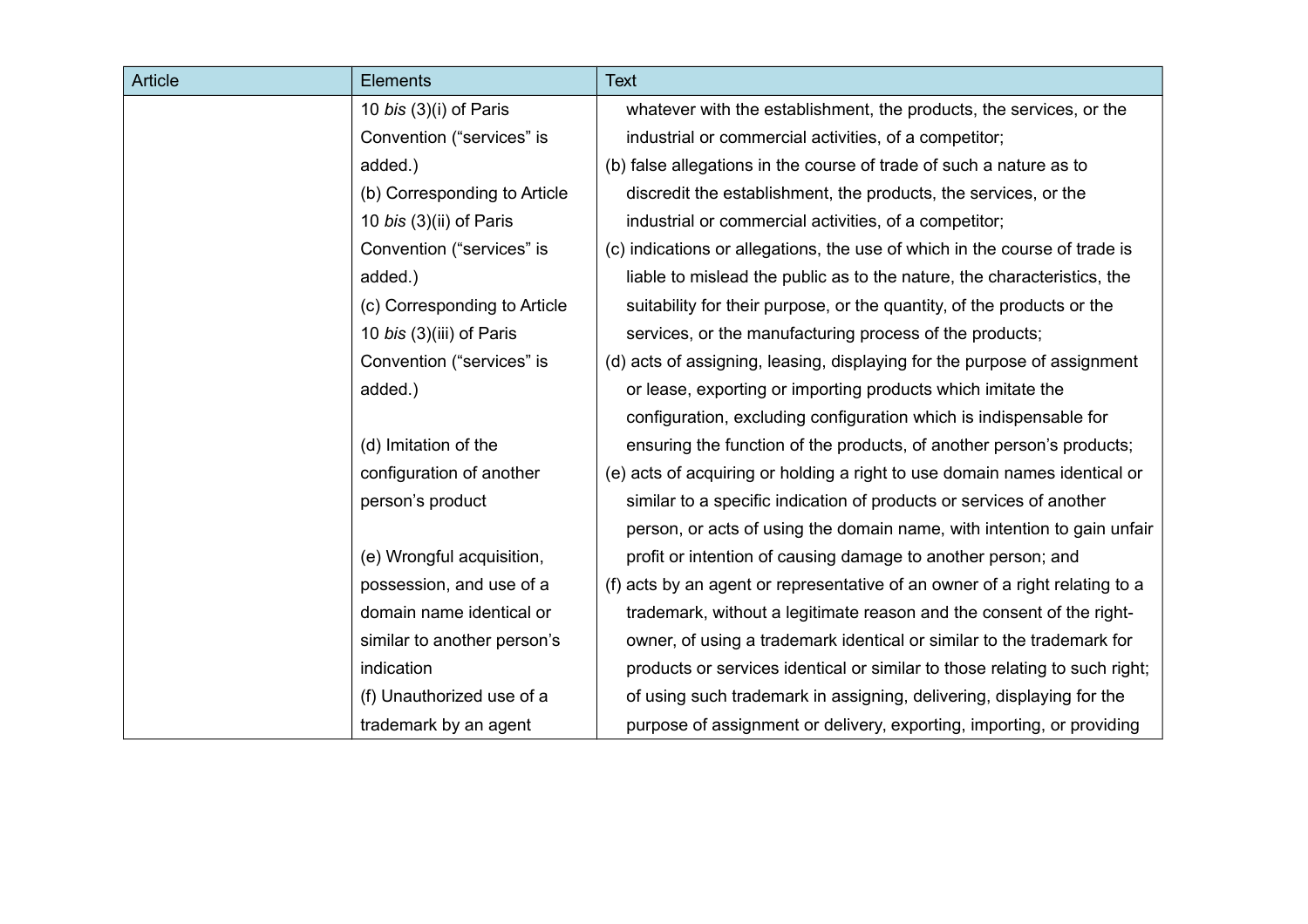| Article | Elements | Text |
|---|---|---|
| | 10 *bis* (3)(i) of Paris Convention ("services" is added.)<br>(b) Corresponding to Article 10 *bis* (3)(ii) of Paris Convention ("services" is added.)<br>(c) Corresponding to Article 10 *bis* (3)(iii) of Paris Convention ("services" is added.)<br><br>(d) Imitation of the configuration of another person's product<br><br>(e) Wrongful acquisition, possession, and use of a domain name identical or similar to another person's indication<br>(f) Unauthorized use of a trademark by an agent | whatever with the establishment, the products, the services, or the industrial or commercial activities, of a competitor;<br>(b) false allegations in the course of trade of such a nature as to discredit the establishment, the products, the services, or the industrial or commercial activities, of a competitor;<br>(c) indications or allegations, the use of which in the course of trade is liable to mislead the public as to the nature, the characteristics, the suitability for their purpose, or the quantity, of the products or the services, or the manufacturing process of the products;<br>(d) acts of assigning, leasing, displaying for the purpose of assignment or lease, exporting or importing products which imitate the configuration, excluding configuration which is indispensable for ensuring the function of the products, of another person's products;<br>(e) acts of acquiring or holding a right to use domain names identical or similar to a specific indication of products or services of another person, or acts of using the domain name, with intention to gain unfair profit or intention of causing damage to another person; and<br>(f) acts by an agent or representative of an owner of a right relating to a trademark, without a legitimate reason and the consent of the right-owner, of using a trademark identical or similar to the trademark for products or services identical or similar to those relating to such right; of using such trademark in assigning, delivering, displaying for the purpose of assignment or delivery, exporting, importing, or providing |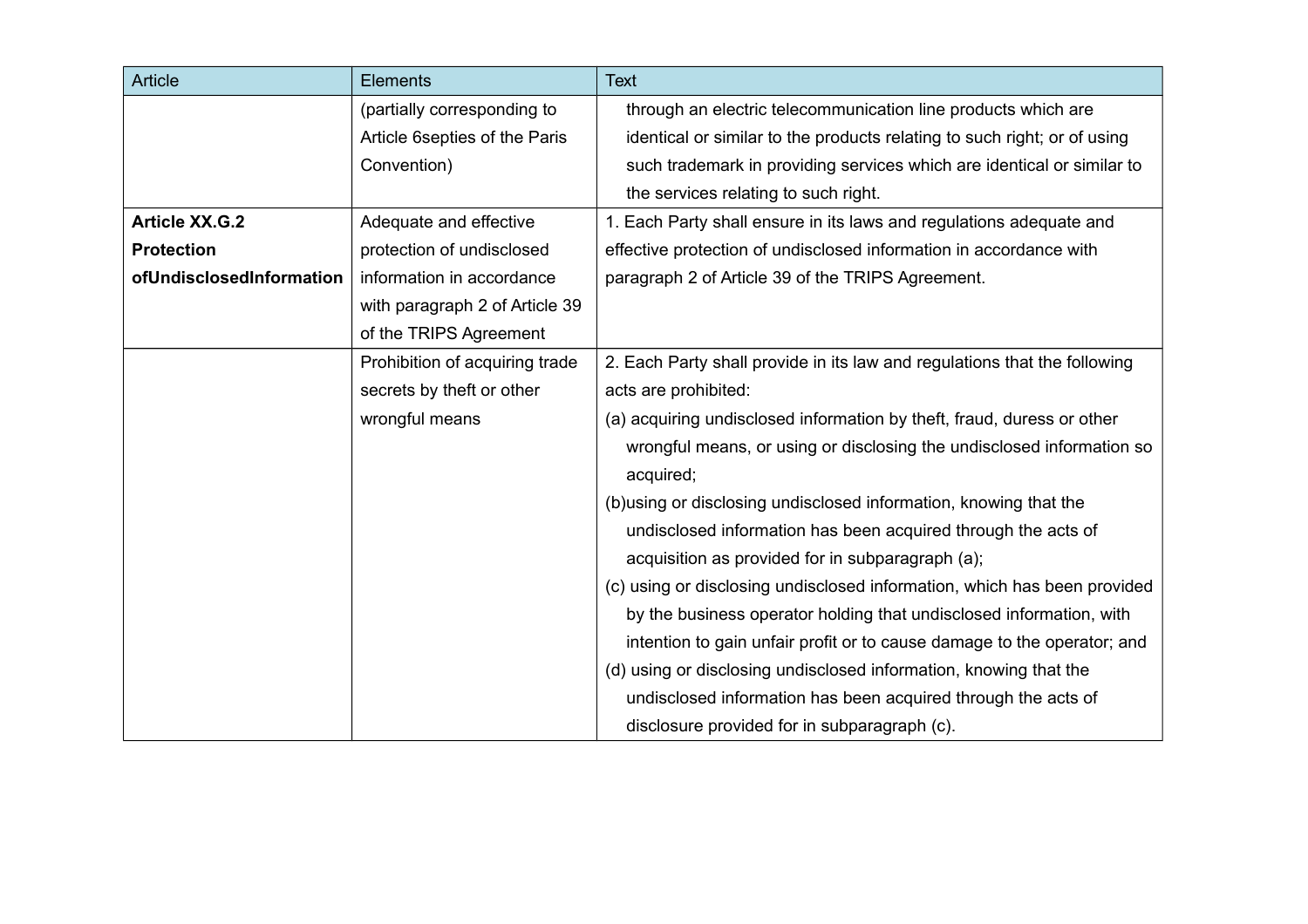| Article | Elements | Text |
|---|---|---|
| | (partially corresponding to Article 6septies of the Paris Convention) | through an electric telecommunication line products which are identical or similar to the products relating to such right; or of using such trademark in providing services which are identical or similar to the services relating to such right. |
| **Article XX.G.2 Protection ofUndisclosedInformation** | Adequate and effective protection of undisclosed information in accordance with paragraph 2 of Article 39 of the TRIPS Agreement | 1. Each Party shall ensure in its laws and regulations adequate and effective protection of undisclosed information in accordance with paragraph 2 of Article 39 of the TRIPS Agreement. |
| | Prohibition of acquiring trade secrets by theft or other wrongful means | 2. Each Party shall provide in its law and regulations that the following acts are prohibited:<br>(a) acquiring undisclosed information by theft, fraud, duress or other wrongful means, or using or disclosing the undisclosed information so acquired;<br>(b)using or disclosing undisclosed information, knowing that the undisclosed information has been acquired through the acts of acquisition as provided for in subparagraph (a);<br>(c) using or disclosing undisclosed information, which has been provided by the business operator holding that undisclosed information, with intention to gain unfair profit or to cause damage to the operator; and<br>(d) using or disclosing undisclosed information, knowing that the undisclosed information has been acquired through the acts of disclosure provided for in subparagraph (c). |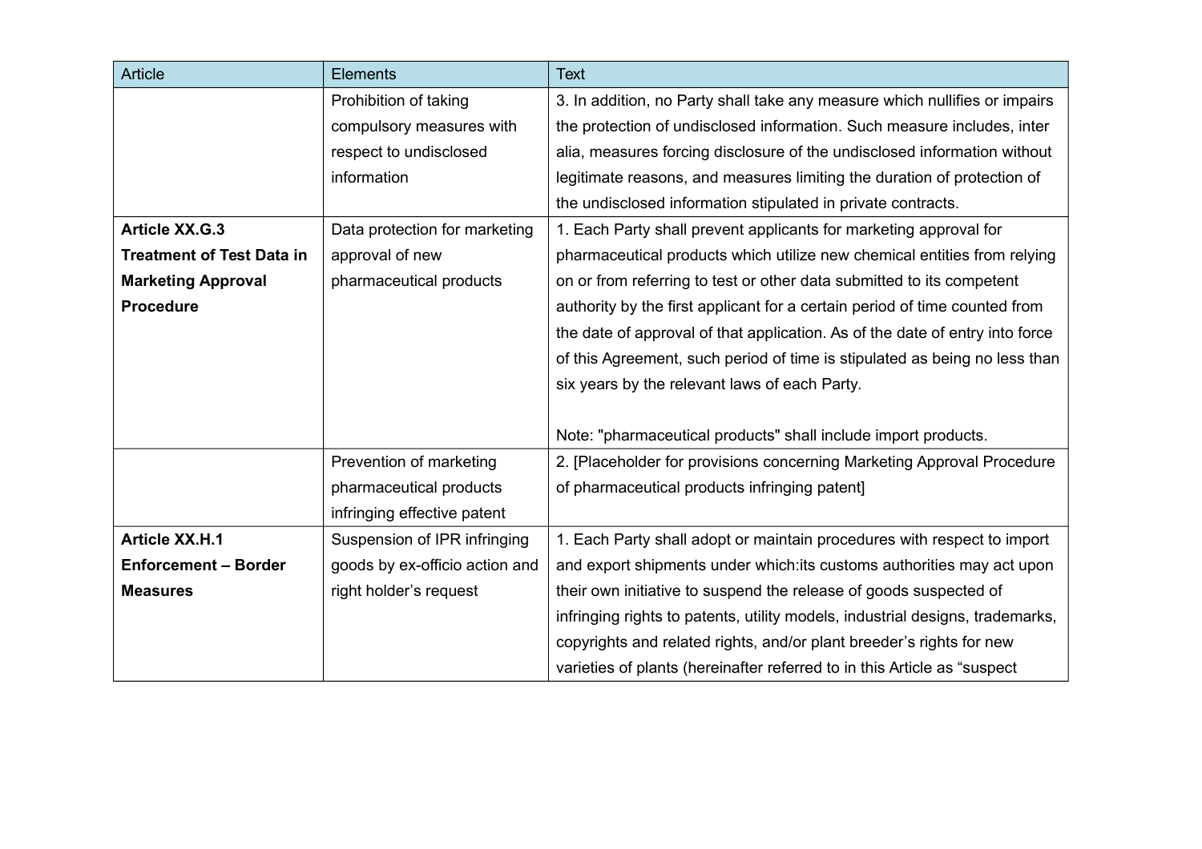| Article | Elements | Text |
|---|---|---|
| | Prohibition of taking compulsory measures with respect to undisclosed information | 3. In addition, no Party shall take any measure which nullifies or impairs the protection of undisclosed information. Such measure includes, inter alia, measures forcing disclosure of the undisclosed information without legitimate reasons, and measures limiting the duration of protection of the undisclosed information stipulated in private contracts. |
| **Article XX.G.3 Treatment of Test Data in Marketing Approval Procedure** | Data protection for marketing approval of new pharmaceutical products | 1. Each Party shall prevent applicants for marketing approval for pharmaceutical products which utilize new chemical entities from relying on or from referring to test or other data submitted to its competent authority by the first applicant for a certain period of time counted from the date of approval of that application. As of the date of entry into force of this Agreement, such period of time is stipulated as being no less than six years by the relevant laws of each Party.<br><br>Note: "pharmaceutical products" shall include import products. |
| | Prevention of marketing pharmaceutical products infringing effective patent | 2. [Placeholder for provisions concerning Marketing Approval Procedure of pharmaceutical products infringing patent] |
| **Article XX.H.1 Enforcement – Border Measures** | Suspension of IPR infringing goods by ex-officio action and right holder's request | 1. Each Party shall adopt or maintain procedures with respect to import and export shipments under which:its customs authorities may act upon their own initiative to suspend the release of goods suspected of infringing rights to patents, utility models, industrial designs, trademarks, copyrights and related rights, and/or plant breeder's rights for new varieties of plants (hereinafter referred to in this Article as "suspect |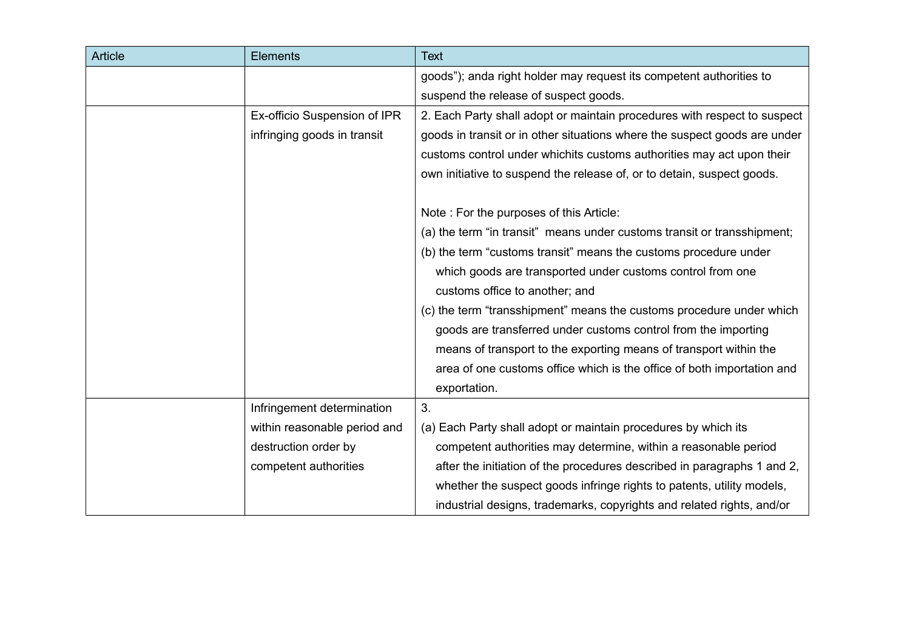| Article | Elements | Text |
| --- | --- | --- |
| | | goods"); anda right holder may request its competent authorities to suspend the release of suspect goods. |
| | Ex-officio Suspension of IPR infringing goods in transit | 2. Each Party shall adopt or maintain procedures with respect to suspect goods in transit or in other situations where the suspect goods are under customs control under whichits customs authorities may act upon their own initiative to suspend the release of, or to detain, suspect goods.<br><br>Note : For the purposes of this Article:<br>(a) the term "in transit" means under customs transit or transshipment;<br>(b) the term "customs transit" means the customs procedure under which goods are transported under customs control from one customs office to another; and<br>(c) the term "transshipment" means the customs procedure under which goods are transferred under customs control from the importing means of transport to the exporting means of transport within the area of one customs office which is the office of both importation and exportation. |
| | Infringement determination within reasonable period and destruction order by competent authorities | 3.<br>(a) Each Party shall adopt or maintain procedures by which its competent authorities may determine, within a reasonable period after the initiation of the procedures described in paragraphs 1 and 2, whether the suspect goods infringe rights to patents, utility models, industrial designs, trademarks, copyrights and related rights, and/or |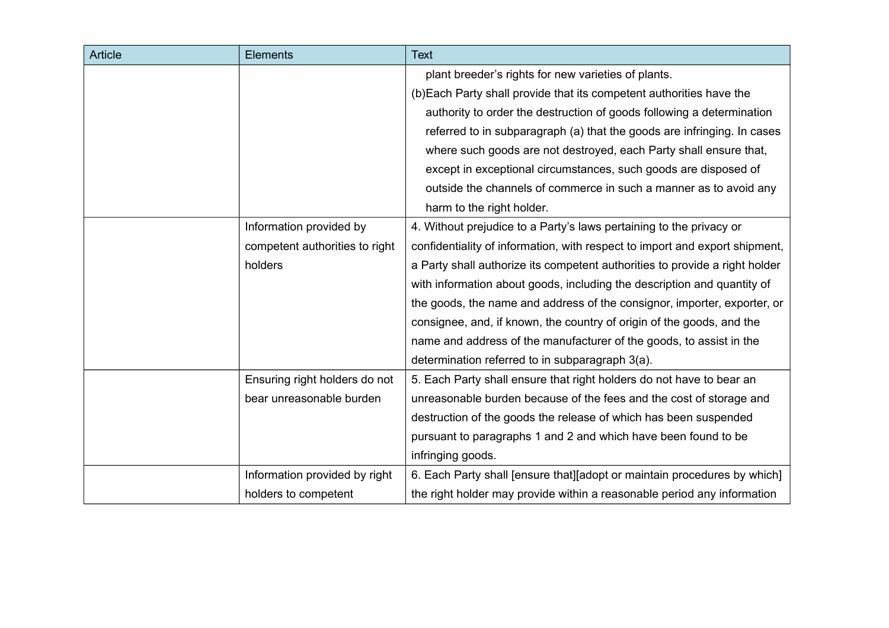| Article | Elements | Text |
| --- | --- | --- |
| | | plant breeder's rights for new varieties of plants.<br>(b)Each Party shall provide that its competent authorities have the authority to order the destruction of goods following a determination referred to in subparagraph (a) that the goods are infringing. In cases where such goods are not destroyed, each Party shall ensure that, except in exceptional circumstances, such goods are disposed of outside the channels of commerce in such a manner as to avoid any harm to the right holder. |
| | Information provided by competent authorities to right holders | 4. Without prejudice to a Party's laws pertaining to the privacy or confidentiality of information, with respect to import and export shipment, a Party shall authorize its competent authorities to provide a right holder with information about goods, including the description and quantity of the goods, the name and address of the consignor, importer, exporter, or consignee, and, if known, the country of origin of the goods, and the name and address of the manufacturer of the goods, to assist in the determination referred to in subparagraph 3(a). |
| | Ensuring right holders do not bear unreasonable burden | 5. Each Party shall ensure that right holders do not have to bear an unreasonable burden because of the fees and the cost of storage and destruction of the goods the release of which has been suspended pursuant to paragraphs 1 and 2 and which have been found to be infringing goods. |
| | Information provided by right holders to competent | 6. Each Party shall [ensure that][adopt or maintain procedures by which] the right holder may provide within a reasonable period any information |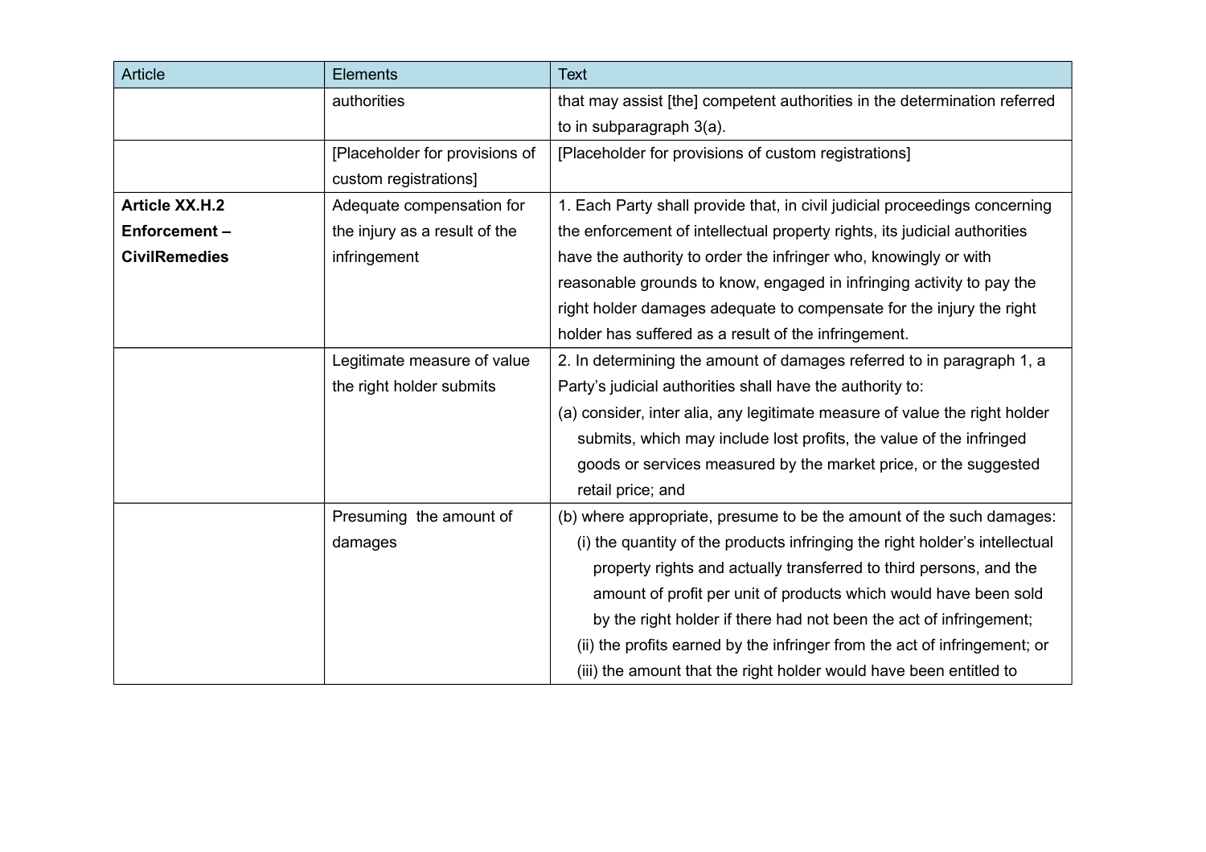| Article | Elements | Text |
| --- | --- | --- |
| | authorities | that may assist [the] competent authorities in the determination referred to in subparagraph 3(a). |
| | [Placeholder for provisions of custom registrations] | [Placeholder for provisions of custom registrations] |
| **Article XX.H.2 Enforcement – CivilRemedies** | Adequate compensation for the injury as a result of the infringement | 1. Each Party shall provide that, in civil judicial proceedings concerning the enforcement of intellectual property rights, its judicial authorities have the authority to order the infringer who, knowingly or with reasonable grounds to know, engaged in infringing activity to pay the right holder damages adequate to compensate for the injury the right holder has suffered as a result of the infringement. |
| | Legitimate measure of value the right holder submits | 2. In determining the amount of damages referred to in paragraph 1, a Party's judicial authorities shall have the authority to:<br>(a) consider, inter alia, any legitimate measure of value the right holder submits, which may include lost profits, the value of the infringed goods or services measured by the market price, or the suggested retail price; and |
| | Presuming  the amount of damages | (b) where appropriate, presume to be the amount of the such damages:<br>(i) the quantity of the products infringing the right holder's intellectual property rights and actually transferred to third persons, and the amount of profit per unit of products which would have been sold by the right holder if there had not been the act of infringement;<br>(ii) the profits earned by the infringer from the act of infringement; or<br>(iii) the amount that the right holder would have been entitled to |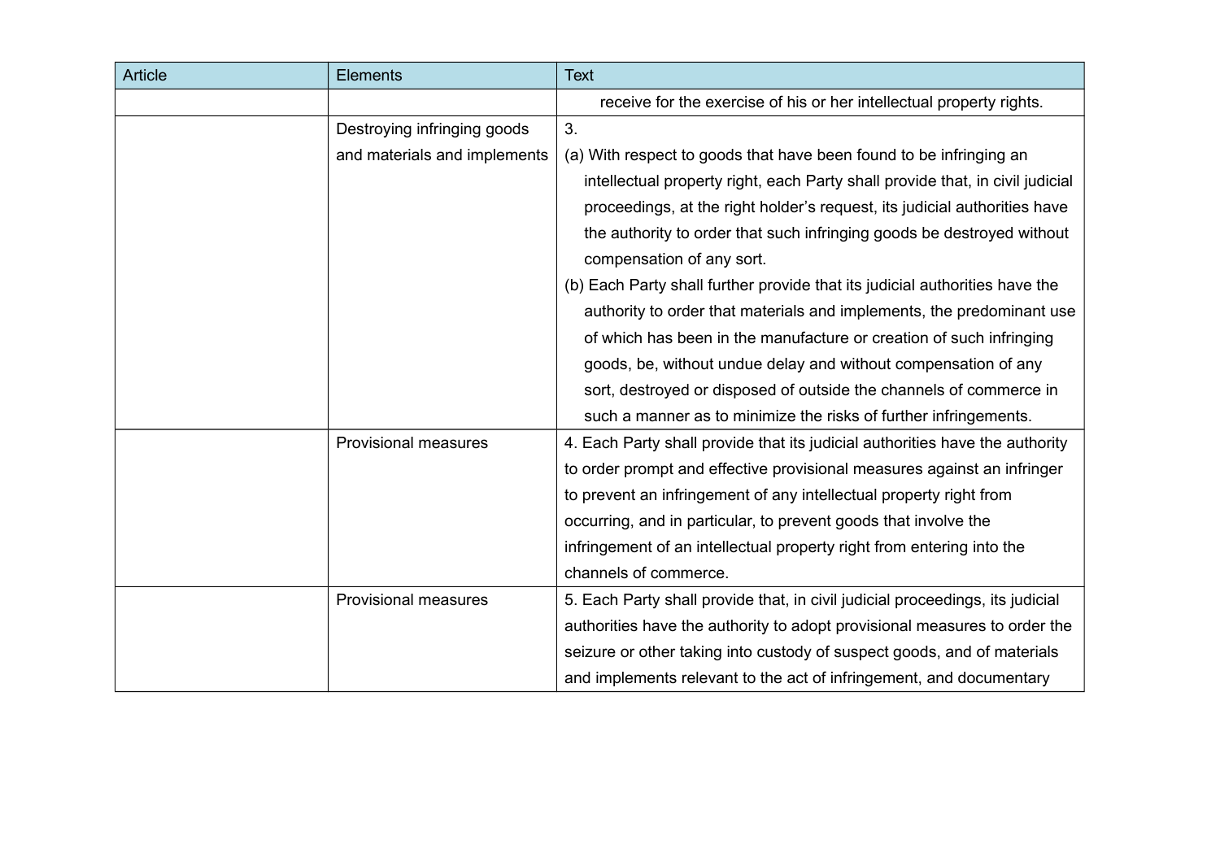| Article | Elements | Text |
| --- | --- | --- |
| | | receive for the exercise of his or her intellectual property rights. |
| | Destroying infringing goods and materials and implements | 3.<br>(a) With respect to goods that have been found to be infringing an intellectual property right, each Party shall provide that, in civil judicial proceedings, at the right holder's request, its judicial authorities have the authority to order that such infringing goods be destroyed without compensation of any sort.<br>(b) Each Party shall further provide that its judicial authorities have the authority to order that materials and implements, the predominant use of which has been in the manufacture or creation of such infringing goods, be, without undue delay and without compensation of any sort, destroyed or disposed of outside the channels of commerce in such a manner as to minimize the risks of further infringements. |
| | Provisional measures | 4. Each Party shall provide that its judicial authorities have the authority to order prompt and effective provisional measures against an infringer to prevent an infringement of any intellectual property right from occurring, and in particular, to prevent goods that involve the infringement of an intellectual property right from entering into the channels of commerce. |
| | Provisional measures | 5. Each Party shall provide that, in civil judicial proceedings, its judicial authorities have the authority to adopt provisional measures to order the seizure or other taking into custody of suspect goods, and of materials and implements relevant to the act of infringement, and documentary |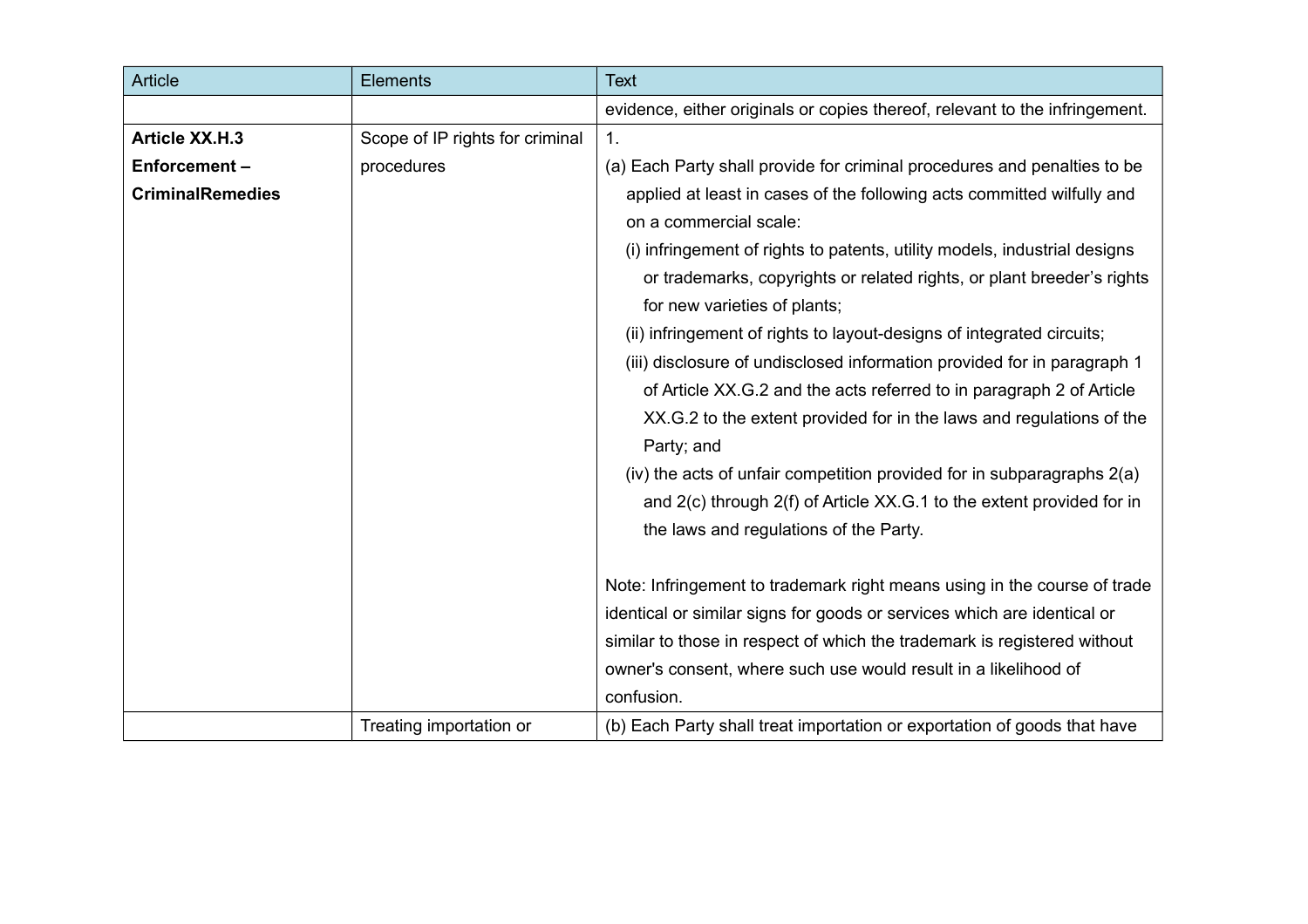| Article | Elements | Text |
|---|---|---|
| | | evidence, either originals or copies thereof, relevant to the infringement. |
| **Article XX.H.3 Enforcement – CriminalRemedies** | Scope of IP rights for criminal procedures | 1.<br>(a) Each Party shall provide for criminal procedures and penalties to be applied at least in cases of the following acts committed wilfully and on a commercial scale:<br>(i) infringement of rights to patents, utility models, industrial designs or trademarks, copyrights or related rights, or plant breeder's rights for new varieties of plants;<br>(ii) infringement of rights to layout-designs of integrated circuits;<br>(iii) disclosure of undisclosed information provided for in paragraph 1 of Article XX.G.2 and the acts referred to in paragraph 2 of Article XX.G.2 to the extent provided for in the laws and regulations of the Party; and<br>(iv) the acts of unfair competition provided for in subparagraphs 2(a) and 2(c) through 2(f) of Article XX.G.1 to the extent provided for in the laws and regulations of the Party.<br><br>Note: Infringement to trademark right means using in the course of trade identical or similar signs for goods or services which are identical or similar to those in respect of which the trademark is registered without owner's consent, where such use would result in a likelihood of confusion. |
| | Treating importation or | (b) Each Party shall treat importation or exportation of goods that have |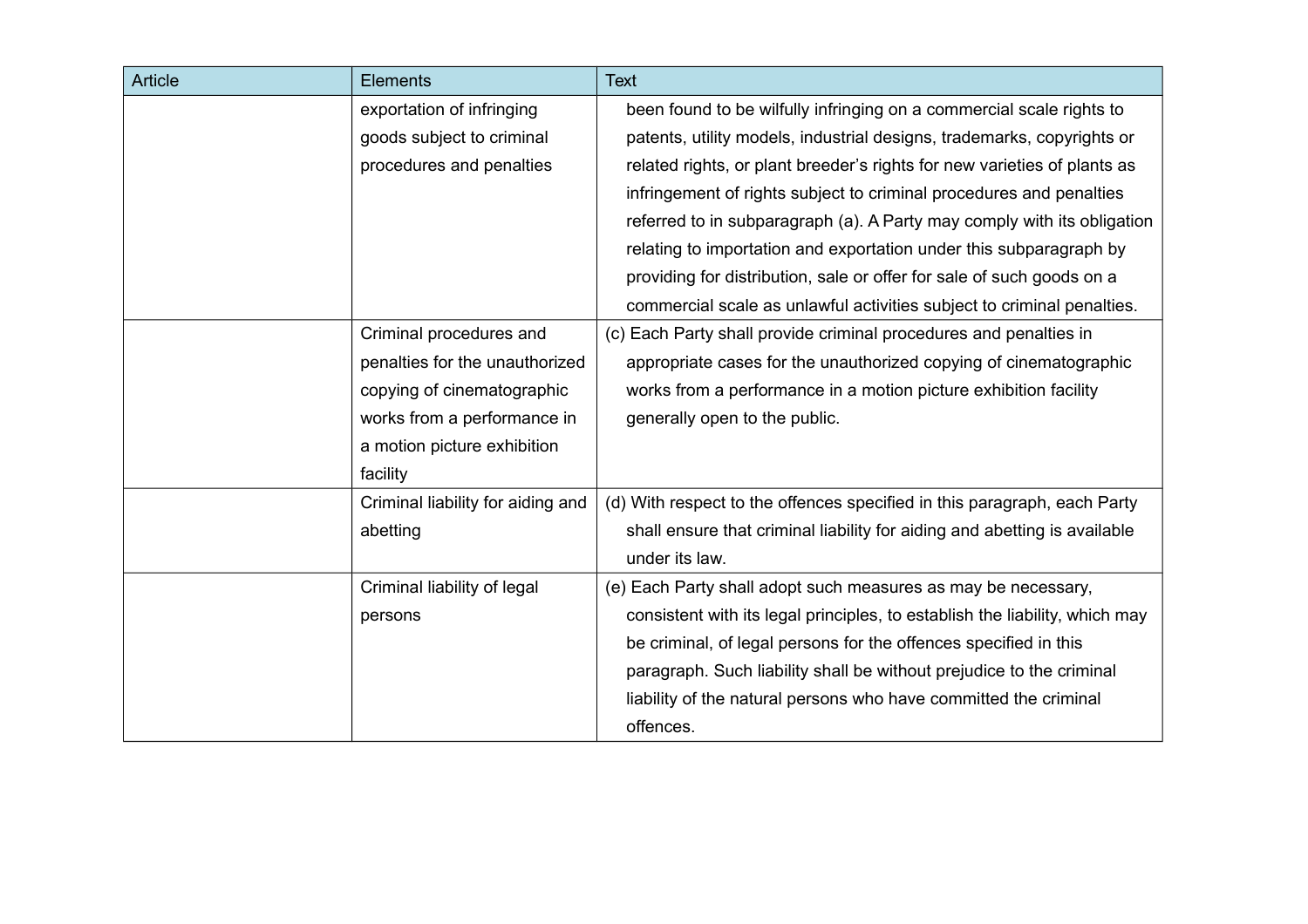| Article | Elements | Text |
|---|---|---|
| | exportation of infringing goods subject to criminal procedures and penalties | been found to be wilfully infringing on a commercial scale rights to patents, utility models, industrial designs, trademarks, copyrights or related rights, or plant breeder's rights for new varieties of plants as infringement of rights subject to criminal procedures and penalties referred to in subparagraph (a). A Party may comply with its obligation relating to importation and exportation under this subparagraph by providing for distribution, sale or offer for sale of such goods on a commercial scale as unlawful activities subject to criminal penalties. |
| | Criminal procedures and penalties for the unauthorized copying of cinematographic works from a performance in a motion picture exhibition facility | (c) Each Party shall provide criminal procedures and penalties in appropriate cases for the unauthorized copying of cinematographic works from a performance in a motion picture exhibition facility generally open to the public. |
| | Criminal liability for aiding and abetting | (d) With respect to the offences specified in this paragraph, each Party shall ensure that criminal liability for aiding and abetting is available under its law. |
| | Criminal liability of legal persons | (e) Each Party shall adopt such measures as may be necessary, consistent with its legal principles, to establish the liability, which may be criminal, of legal persons for the offences specified in this paragraph. Such liability shall be without prejudice to the criminal liability of the natural persons who have committed the criminal offences. |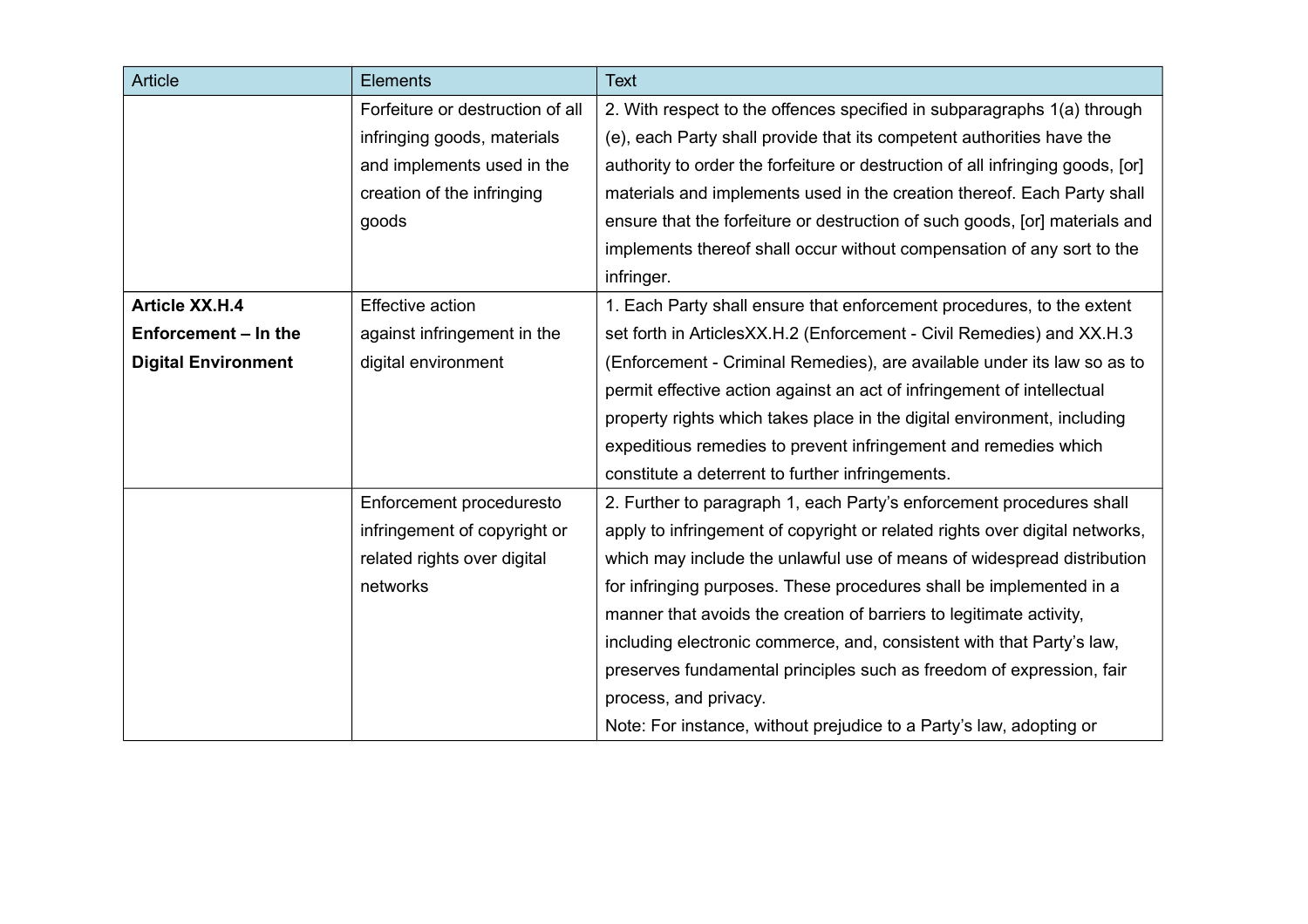| Article | Elements | Text |
|---|---|---|
| | Forfeiture or destruction of all infringing goods, materials and implements used in the creation of the infringing goods | 2. With respect to the offences specified in subparagraphs 1(a) through (e), each Party shall provide that its competent authorities have the authority to order the forfeiture or destruction of all infringing goods, [or] materials and implements used in the creation thereof. Each Party shall ensure that the forfeiture or destruction of such goods, [or] materials and implements thereof shall occur without compensation of any sort to the infringer. |
| **Article XX.H.4 Enforcement – In the Digital Environment** | Effective action against infringement in the digital environment | 1. Each Party shall ensure that enforcement procedures, to the extent set forth in ArticlesXX.H.2 (Enforcement - Civil Remedies) and XX.H.3 (Enforcement - Criminal Remedies), are available under its law so as to permit effective action against an act of infringement of intellectual property rights which takes place in the digital environment, including expeditious remedies to prevent infringement and remedies which constitute a deterrent to further infringements. |
| | Enforcement proceduresto infringement of copyright or related rights over digital networks | 2. Further to paragraph 1, each Party's enforcement procedures shall apply to infringement of copyright or related rights over digital networks, which may include the unlawful use of means of widespread distribution for infringing purposes. These procedures shall be implemented in a manner that avoids the creation of barriers to legitimate activity, including electronic commerce, and, consistent with that Party's law, preserves fundamental principles such as freedom of expression, fair process, and privacy.<br>Note: For instance, without prejudice to a Party's law, adopting or |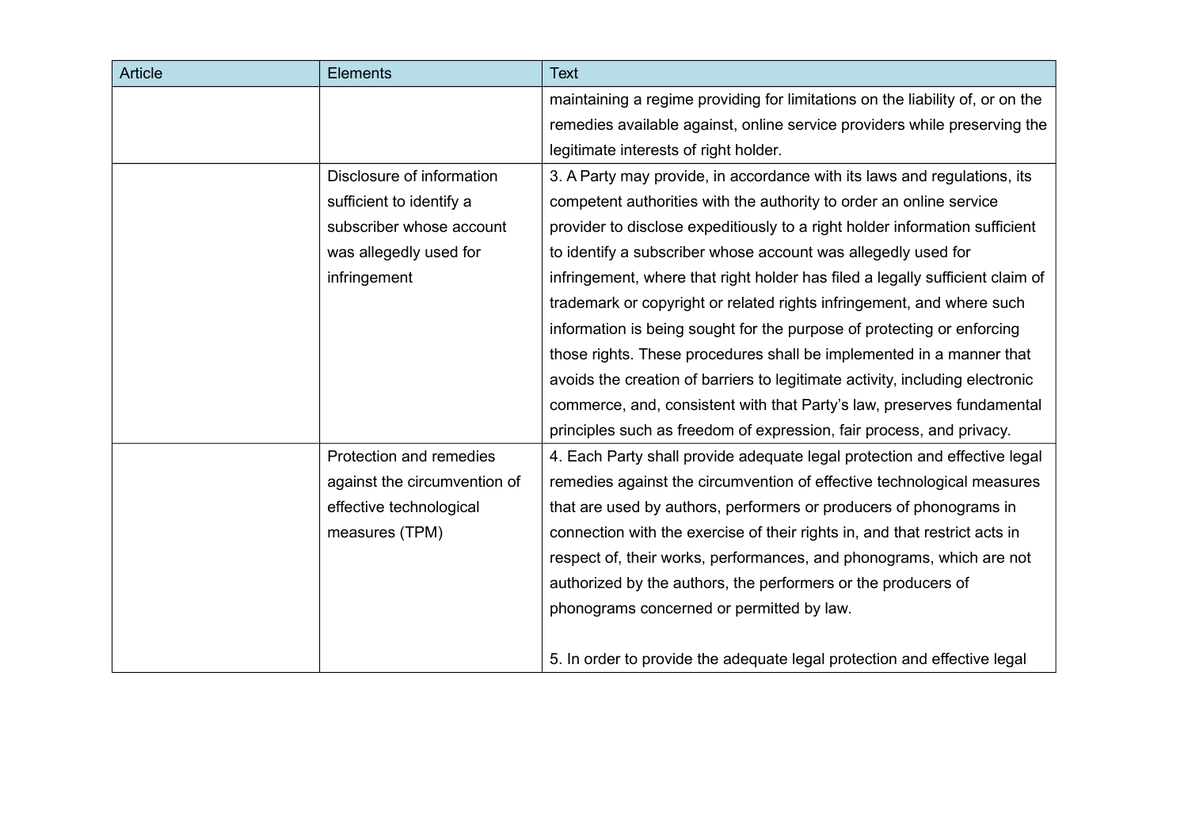| Article | Elements | Text |
|---|---|---|
| | | maintaining a regime providing for limitations on the liability of, or on the remedies available against, online service providers while preserving the legitimate interests of right holder. |
| | Disclosure of information sufficient to identify a subscriber whose account was allegedly used for infringement | 3. A Party may provide, in accordance with its laws and regulations, its competent authorities with the authority to order an online service provider to disclose expeditiously to a right holder information sufficient to identify a subscriber whose account was allegedly used for infringement, where that right holder has filed a legally sufficient claim of trademark or copyright or related rights infringement, and where such information is being sought for the purpose of protecting or enforcing those rights. These procedures shall be implemented in a manner that avoids the creation of barriers to legitimate activity, including electronic commerce, and, consistent with that Party's law, preserves fundamental principles such as freedom of expression, fair process, and privacy. |
| | Protection and remedies against the circumvention of effective technological measures (TPM) | 4. Each Party shall provide adequate legal protection and effective legal remedies against the circumvention of effective technological measures that are used by authors, performers or producers of phonograms in connection with the exercise of their rights in, and that restrict acts in respect of, their works, performances, and phonograms, which are not authorized by the authors, the performers or the producers of phonograms concerned or permitted by law.<br><br>5. In order to provide the adequate legal protection and effective legal |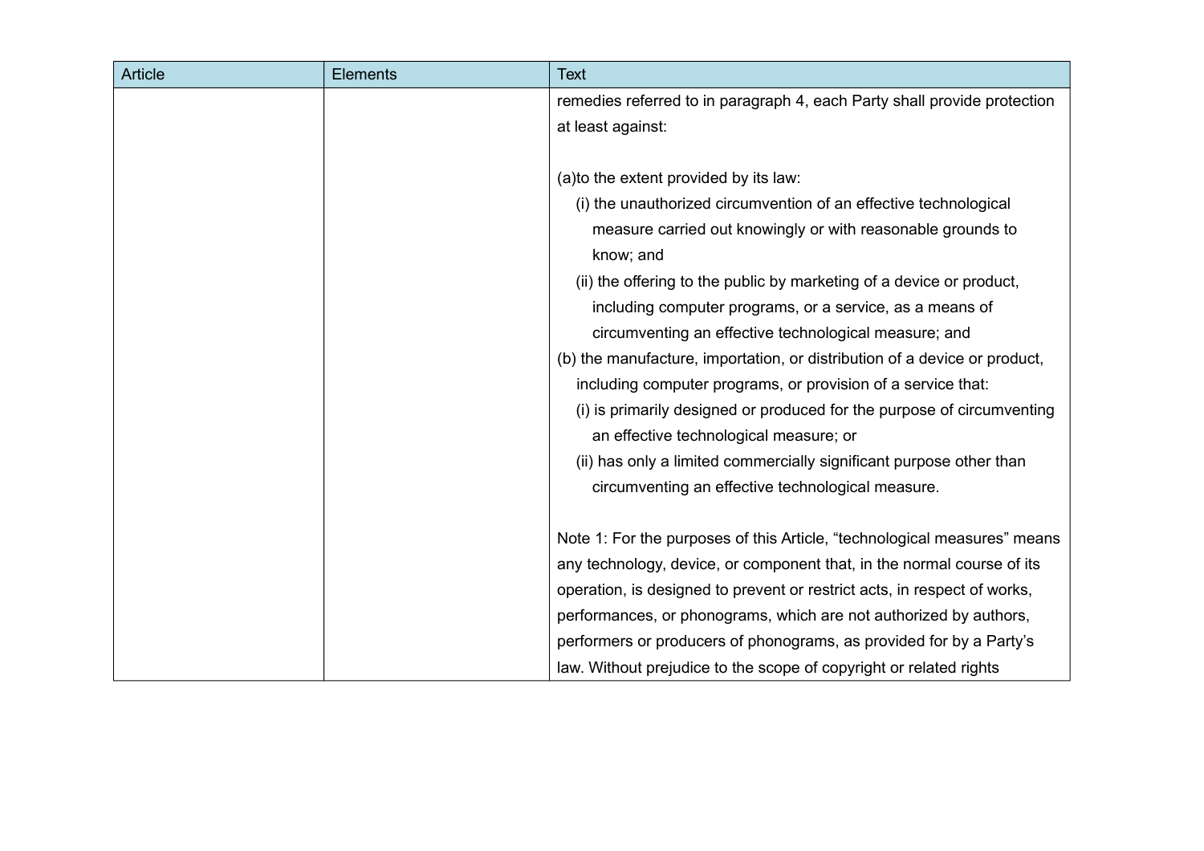| Article | Elements | Text |
| --- | --- | --- |
| | | remedies referred to in paragraph 4, each Party shall provide protection at least against:<br><br>(a)to the extent provided by its law:<br>(i) the unauthorized circumvention of an effective technological measure carried out knowingly or with reasonable grounds to know; and<br>(ii) the offering to the public by marketing of a device or product, including computer programs, or a service, as a means of circumventing an effective technological measure; and<br>(b) the manufacture, importation, or distribution of a device or product, including computer programs, or provision of a service that:<br>(i) is primarily designed or produced for the purpose of circumventing an effective technological measure; or<br>(ii) has only a limited commercially significant purpose other than circumventing an effective technological measure.<br><br>Note 1: For the purposes of this Article, “technological measures” means any technology, device, or component that, in the normal course of its operation, is designed to prevent or restrict acts, in respect of works, performances, or phonograms, which are not authorized by authors, performers or producers of phonograms, as provided for by a Party’s law. Without prejudice to the scope of copyright or related rights |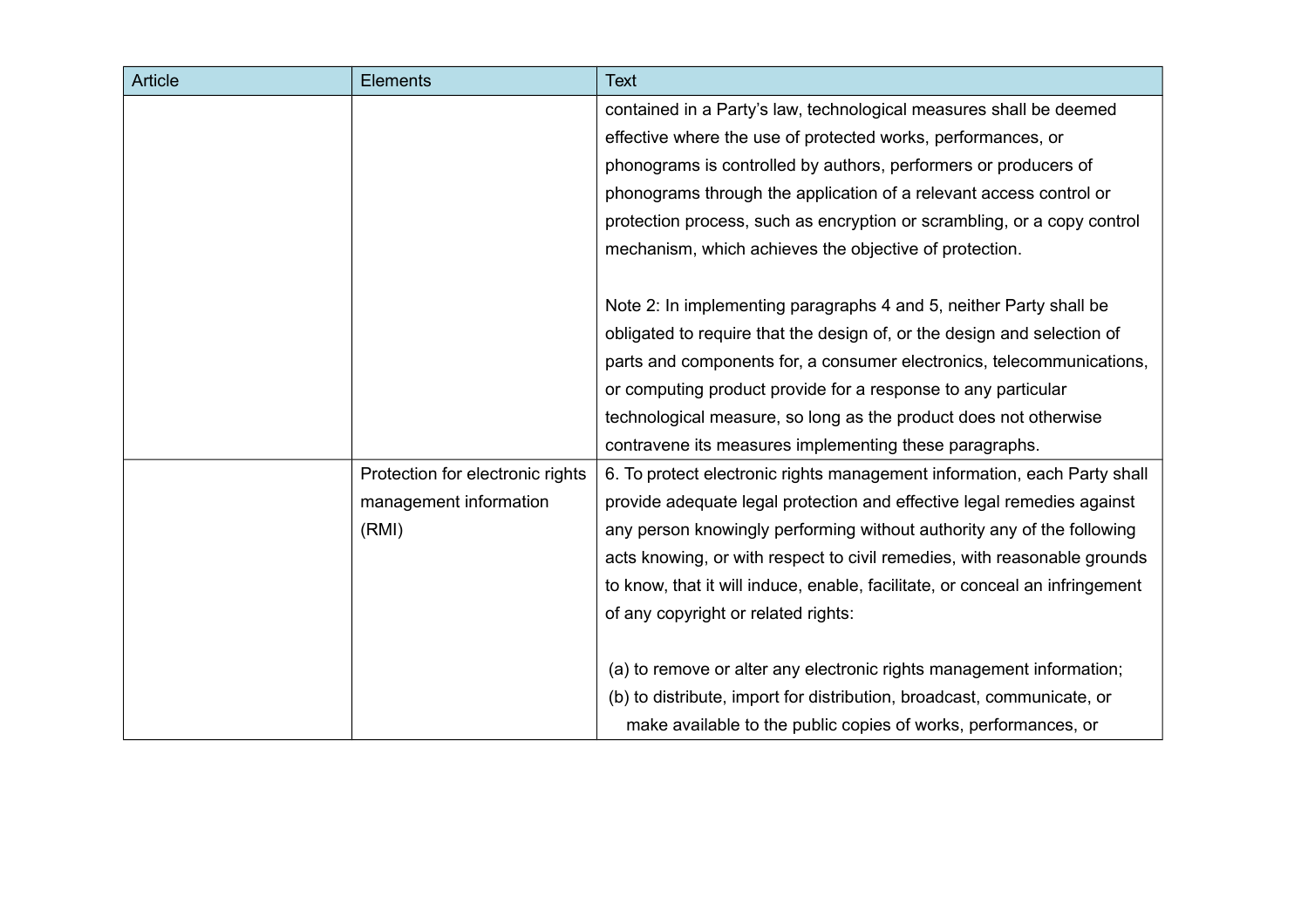| Article | Elements | Text |
|---|---|---|
| | | contained in a Party's law, technological measures shall be deemed effective where the use of protected works, performances, or phonograms is controlled by authors, performers or producers of phonograms through the application of a relevant access control or protection process, such as encryption or scrambling, or a copy control mechanism, which achieves the objective of protection.<br><br>Note 2: In implementing paragraphs 4 and 5, neither Party shall be obligated to require that the design of, or the design and selection of parts and components for, a consumer electronics, telecommunications, or computing product provide for a response to any particular technological measure, so long as the product does not otherwise contravene its measures implementing these paragraphs. |
| | Protection for electronic rights management information (RMI) | 6. To protect electronic rights management information, each Party shall provide adequate legal protection and effective legal remedies against any person knowingly performing without authority any of the following acts knowing, or with respect to civil remedies, with reasonable grounds to know, that it will induce, enable, facilitate, or conceal an infringement of any copyright or related rights:<br><br>(a) to remove or alter any electronic rights management information;<br>(b) to distribute, import for distribution, broadcast, communicate, or make available to the public copies of works, performances, or |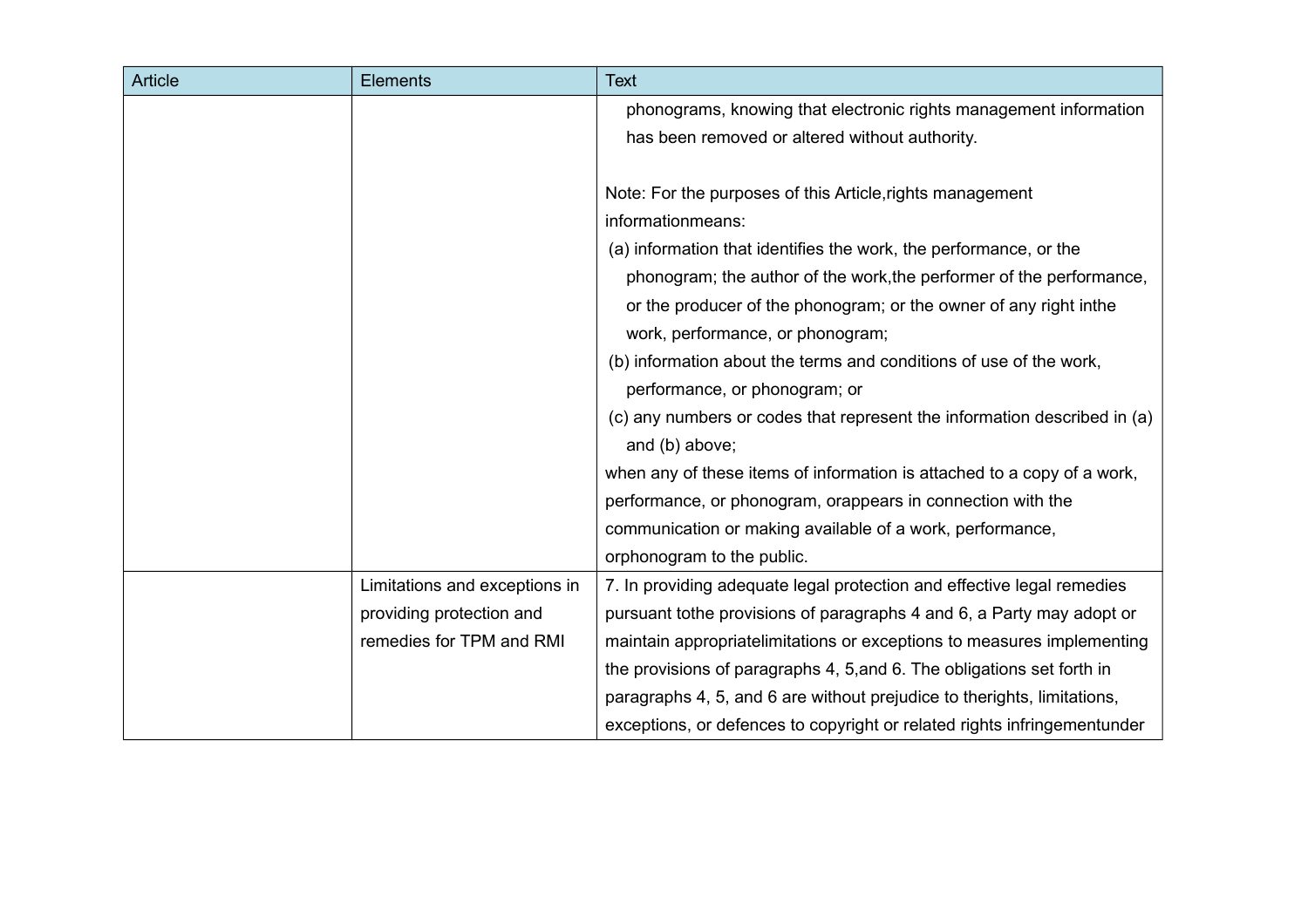| Article | Elements | Text |
|---|---|---|
| | | phonograms, knowing that electronic rights management information has been removed or altered without authority.<br><br>Note: For the purposes of this Article,rights management informationmeans:<br>(a) information that identifies the work, the performance, or the phonogram; the author of the work,the performer of the performance, or the producer of the phonogram; or the owner of any right inthe work, performance, or phonogram;<br>(b) information about the terms and conditions of use of the work, performance, or phonogram; or<br>(c) any numbers or codes that represent the information described in (a) and (b) above;<br>when any of these items of information is attached to a copy of a work, performance, or phonogram, orappears in connection with the communication or making available of a work, performance, orphonogram to the public. |
| | Limitations and exceptions in providing protection and remedies for TPM and RMI | 7. In providing adequate legal protection and effective legal remedies pursuant tothe provisions of paragraphs 4 and 6, a Party may adopt or maintain appropriatelimitations or exceptions to measures implementing the provisions of paragraphs 4, 5,and 6. The obligations set forth in paragraphs 4, 5, and 6 are without prejudice to therights, limitations, exceptions, or defences to copyright or related rights infringementunder |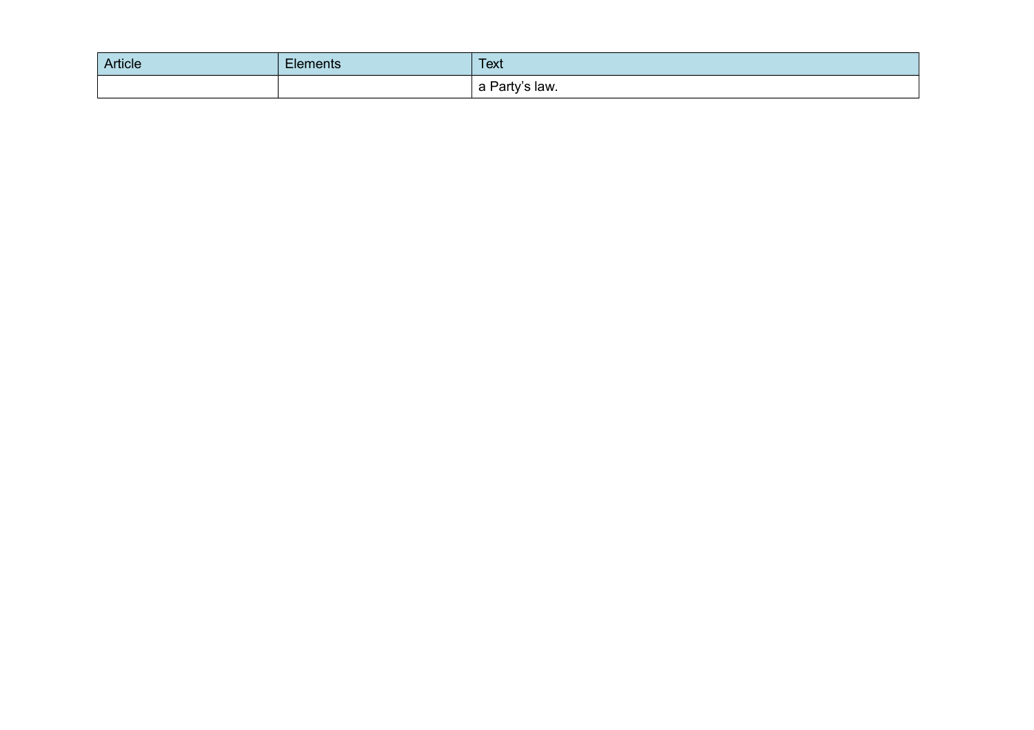| Article | Elements | Text |
| --- | --- | --- |
| | | a Party’s law. |